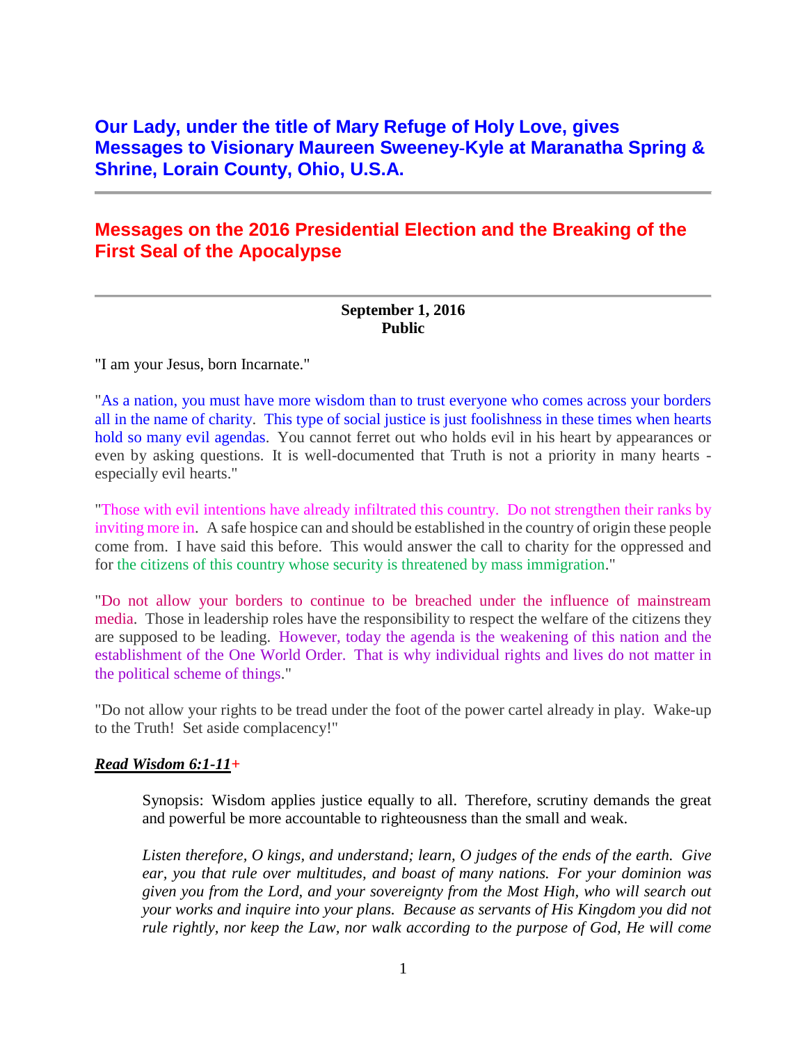## Our Lady, under the title of Mary Refuge of Holy Love, gives Messages to Visionary Maureen Sweeney-Kyle at Maranatha Spring & Shrine, Lorain County, Ohio, U.S.A.

---

## Messages on the 2016 Presidential Election and the Breaking of the First Seal of the Apocalypse

---

**September 1, 2016**
**Public**

"I am your Jesus, born Incarnate."

"As a nation, you must have more wisdom than to trust everyone who comes across your borders all in the name of charity. This type of social justice is just foolishness in these times when hearts hold so many evil agendas. You cannot ferret out who holds evil in his heart by appearances or even by asking questions. It is well-documented that Truth is not a priority in many hearts - especially evil hearts."

"Those with evil intentions have already infiltrated this country. Do not strengthen their ranks by inviting more in. A safe hospice can and should be established in the country of origin these people come from. I have said this before. This would answer the call to charity for the oppressed and for the citizens of this country whose security is threatened by mass immigration."

"Do not allow your borders to continue to be breached under the influence of mainstream media. Those in leadership roles have the responsibility to respect the welfare of the citizens they are supposed to be leading. However, today the agenda is the weakening of this nation and the establishment of the One World Order. That is why individual rights and lives do not matter in the political scheme of things."

"Do not allow your rights to be tread under the foot of the power cartel already in play. Wake-up to the Truth! Set aside complacency!"

***Read Wisdom 6:1-11***+

> Synopsis: Wisdom applies justice equally to all. Therefore, scrutiny demands the great and powerful be more accountable to righteousness than the small and weak.
>
> *Listen therefore, O kings, and understand; learn, O judges of the ends of the earth. Give ear, you that rule over multitudes, and boast of many nations. For your dominion was given you from the Lord, and your sovereignty from the Most High, who will search out your works and inquire into your plans. Because as servants of His Kingdom you did not rule rightly, nor keep the Law, nor walk according to the purpose of God, He will come*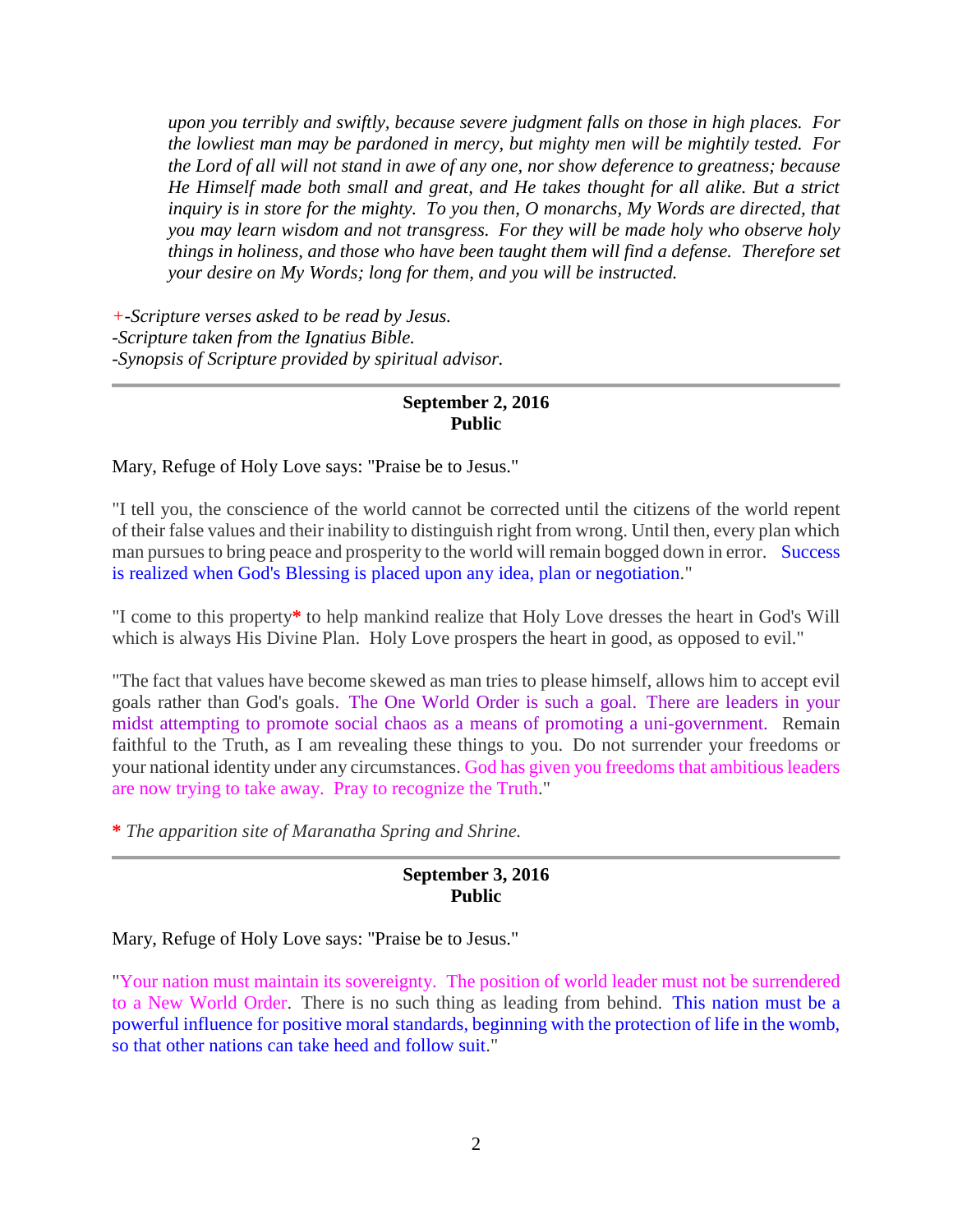*upon you terribly and swiftly, because severe judgment falls on those in high places. For the lowliest man may be pardoned in mercy, but mighty men will be mightily tested. For the Lord of all will not stand in awe of any one, nor show deference to greatness; because He Himself made both small and great, and He takes thought for all alike. But a strict inquiry is in store for the mighty. To you then, O monarchs, My Words are directed, that you may learn wisdom and not transgress. For they will be made holy who observe holy things in holiness, and those who have been taught them will find a defense. Therefore set your desire on My Words; long for them, and you will be instructed.*

*+-Scripture verses asked to be read by Jesus.*
*-Scripture taken from the Ignatius Bible.*
*-Synopsis of Scripture provided by spiritual advisor.*

---

**September 2, 2016**
**Public**

Mary, Refuge of Holy Love says: "Praise be to Jesus."

"I tell you, the conscience of the world cannot be corrected until the citizens of the world repent of their false values and their inability to distinguish right from wrong. Until then, every plan which man pursues to bring peace and prosperity to the world will remain bogged down in error. Success is realized when God's Blessing is placed upon any idea, plan or negotiation."

"I come to this property* to help mankind realize that Holy Love dresses the heart in God's Will which is always His Divine Plan. Holy Love prospers the heart in good, as opposed to evil."

"The fact that values have become skewed as man tries to please himself, allows him to accept evil goals rather than God's goals. The One World Order is such a goal. There are leaders in your midst attempting to promote social chaos as a means of promoting a uni-government. Remain faithful to the Truth, as I am revealing these things to you. Do not surrender your freedoms or your national identity under any circumstances. God has given you freedoms that ambitious leaders are now trying to take away. Pray to recognize the Truth."

\* *The apparition site of Maranatha Spring and Shrine.*

---

**September 3, 2016**
**Public**

Mary, Refuge of Holy Love says: "Praise be to Jesus."

"Your nation must maintain its sovereignty. The position of world leader must not be surrendered to a New World Order. There is no such thing as leading from behind. This nation must be a powerful influence for positive moral standards, beginning with the protection of life in the womb, so that other nations can take heed and follow suit."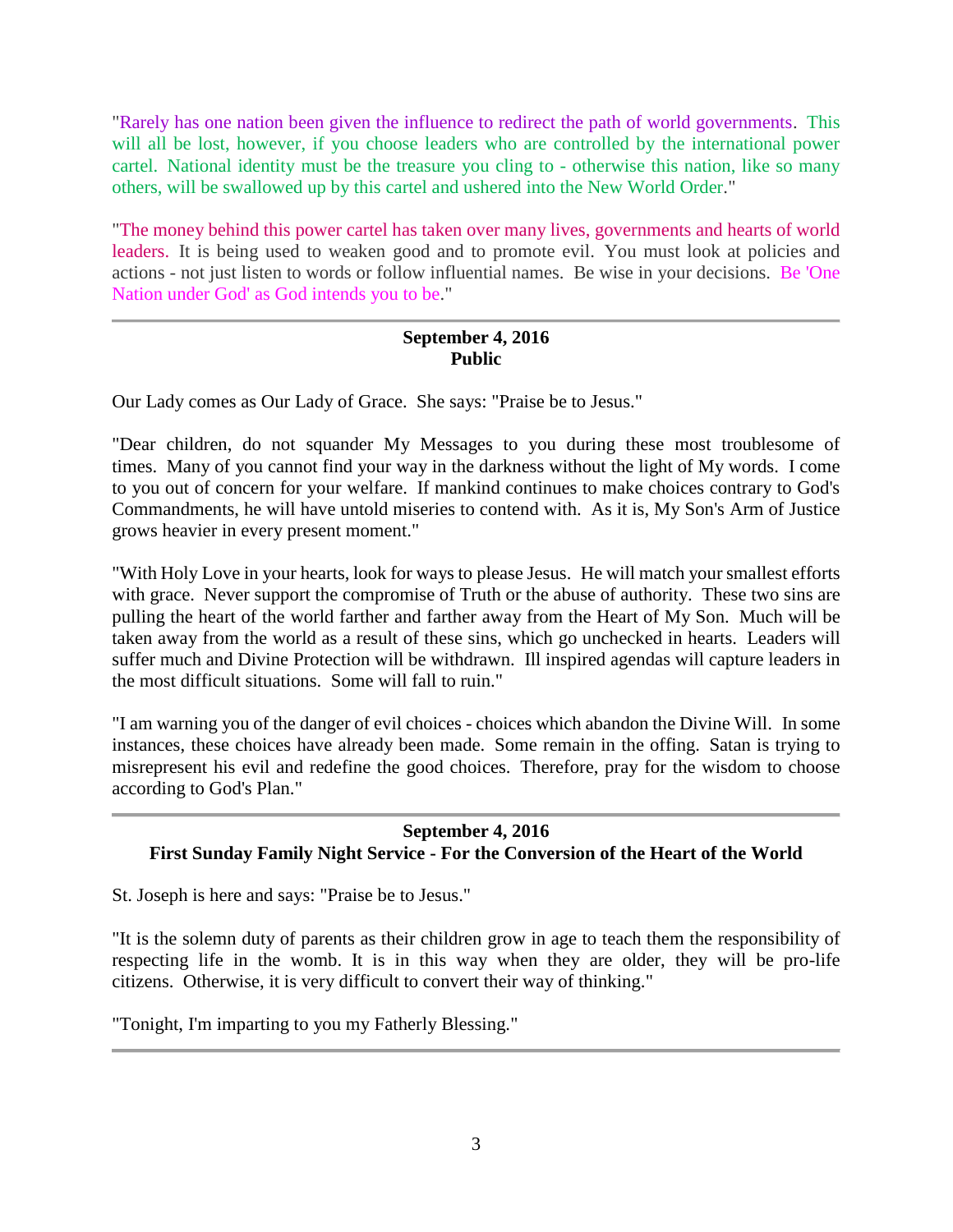"Rarely has one nation been given the influence to redirect the path of world governments. This will all be lost, however, if you choose leaders who are controlled by the international power cartel. National identity must be the treasure you cling to - otherwise this nation, like so many others, will be swallowed up by this cartel and ushered into the New World Order."

"The money behind this power cartel has taken over many lives, governments and hearts of world leaders. It is being used to weaken good and to promote evil. You must look at policies and actions - not just listen to words or follow influential names. Be wise in your decisions. Be 'One Nation under God' as God intends you to be."

---

**September 4, 2016**
**Public**

Our Lady comes as Our Lady of Grace. She says: "Praise be to Jesus."

"Dear children, do not squander My Messages to you during these most troublesome of times. Many of you cannot find your way in the darkness without the light of My words. I come to you out of concern for your welfare. If mankind continues to make choices contrary to God's Commandments, he will have untold miseries to contend with. As it is, My Son's Arm of Justice grows heavier in every present moment."

"With Holy Love in your hearts, look for ways to please Jesus. He will match your smallest efforts with grace. Never support the compromise of Truth or the abuse of authority. These two sins are pulling the heart of the world farther and farther away from the Heart of My Son. Much will be taken away from the world as a result of these sins, which go unchecked in hearts. Leaders will suffer much and Divine Protection will be withdrawn. Ill inspired agendas will capture leaders in the most difficult situations. Some will fall to ruin."

"I am warning you of the danger of evil choices - choices which abandon the Divine Will. In some instances, these choices have already been made. Some remain in the offing. Satan is trying to misrepresent his evil and redefine the good choices. Therefore, pray for the wisdom to choose according to God's Plan."

---

**September 4, 2016**
**First Sunday Family Night Service - For the Conversion of the Heart of the World**

St. Joseph is here and says: "Praise be to Jesus."

"It is the solemn duty of parents as their children grow in age to teach them the responsibility of respecting life in the womb. It is in this way when they are older, they will be pro-life citizens. Otherwise, it is very difficult to convert their way of thinking."

"Tonight, I'm imparting to you my Fatherly Blessing."

---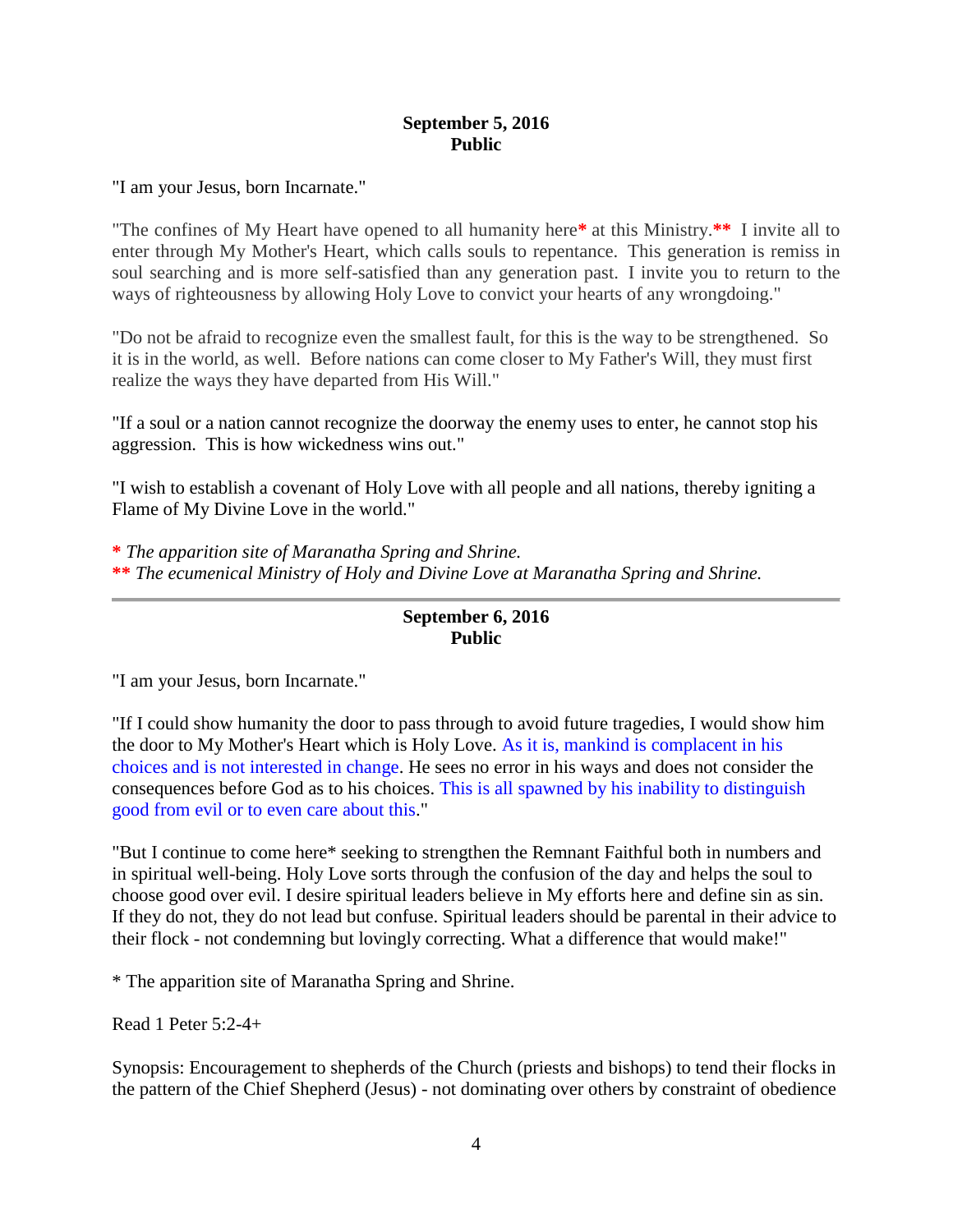**September 5, 2016**
**Public**

"I am your Jesus, born Incarnate."

"The confines of My Heart have opened to all humanity here* at this Ministry.** I invite all to enter through My Mother's Heart, which calls souls to repentance. This generation is remiss in soul searching and is more self-satisfied than any generation past. I invite you to return to the ways of righteousness by allowing Holy Love to convict your hearts of any wrongdoing."

"Do not be afraid to recognize even the smallest fault, for this is the way to be strengthened. So it is in the world, as well. Before nations can come closer to My Father's Will, they must first realize the ways they have departed from His Will."

"If a soul or a nation cannot recognize the doorway the enemy uses to enter, he cannot stop his aggression. This is how wickedness wins out."

"I wish to establish a covenant of Holy Love with all people and all nations, thereby igniting a Flame of My Divine Love in the world."

\* *The apparition site of Maranatha Spring and Shrine.*
\*\* *The ecumenical Ministry of Holy and Divine Love at Maranatha Spring and Shrine.*

---

**September 6, 2016**
**Public**

"I am your Jesus, born Incarnate."

"If I could show humanity the door to pass through to avoid future tragedies, I would show him the door to My Mother's Heart which is Holy Love. As it is, mankind is complacent in his choices and is not interested in change. He sees no error in his ways and does not consider the consequences before God as to his choices. This is all spawned by his inability to distinguish good from evil or to even care about this."

"But I continue to come here* seeking to strengthen the Remnant Faithful both in numbers and in spiritual well-being. Holy Love sorts through the confusion of the day and helps the soul to choose good over evil. I desire spiritual leaders believe in My efforts here and define sin as sin. If they do not, they do not lead but confuse. Spiritual leaders should be parental in their advice to their flock - not condemning but lovingly correcting. What a difference that would make!"

\* The apparition site of Maranatha Spring and Shrine.

Read 1 Peter 5:2-4+

Synopsis: Encouragement to shepherds of the Church (priests and bishops) to tend their flocks in the pattern of the Chief Shepherd (Jesus) - not dominating over others by constraint of obedience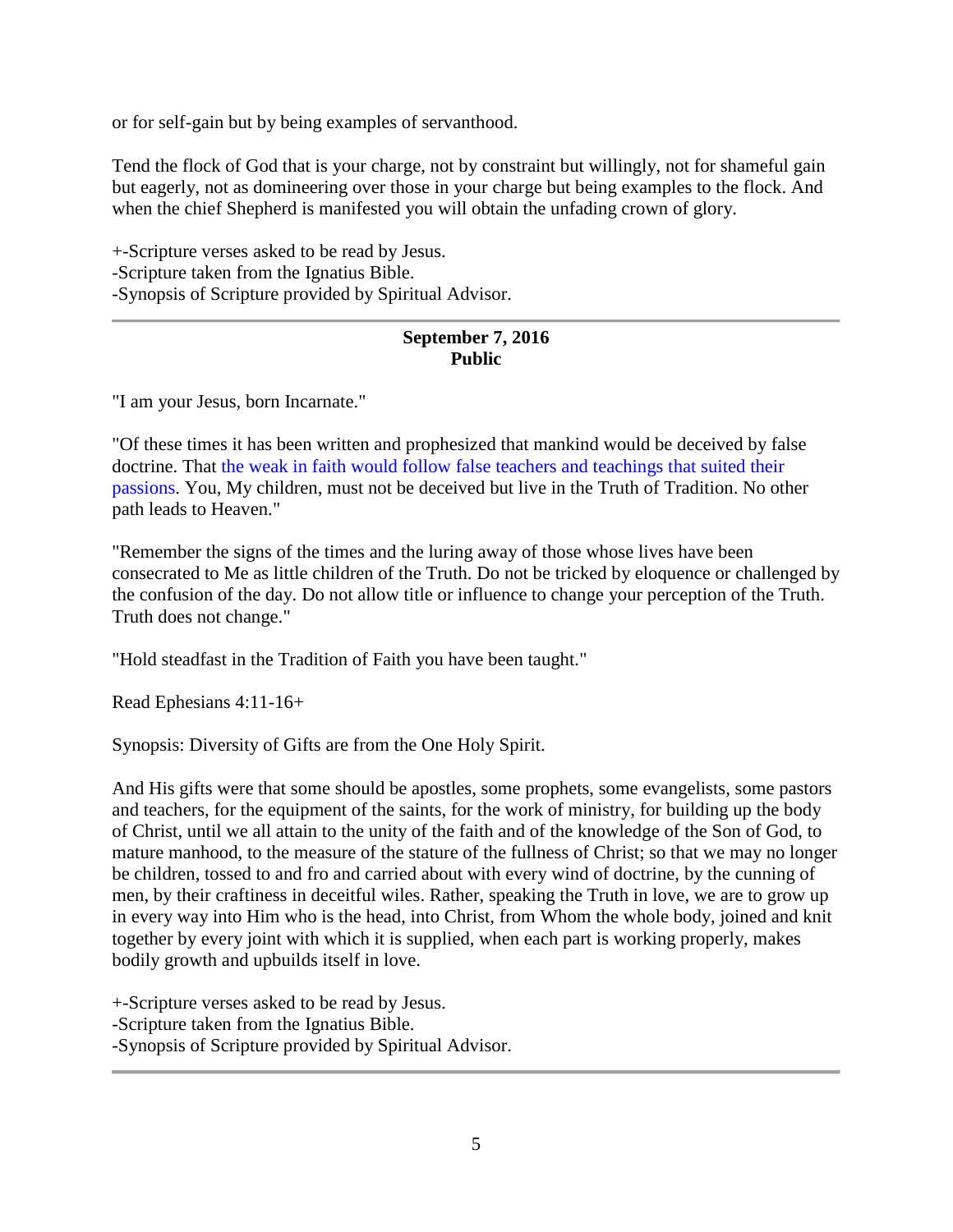or for self-gain but by being examples of servanthood.

Tend the flock of God that is your charge, not by constraint but willingly, not for shameful gain but eagerly, not as domineering over those in your charge but being examples to the flock. And when the chief Shepherd is manifested you will obtain the unfading crown of glory.

+-Scripture verses asked to be read by Jesus.
-Scripture taken from the Ignatius Bible.
-Synopsis of Scripture provided by Spiritual Advisor.

---

**September 7, 2016**
**Public**

"I am your Jesus, born Incarnate."

"Of these times it has been written and prophesized that mankind would be deceived by false doctrine. That the weak in faith would follow false teachers and teachings that suited their passions. You, My children, must not be deceived but live in the Truth of Tradition. No other path leads to Heaven."

"Remember the signs of the times and the luring away of those whose lives have been consecrated to Me as little children of the Truth. Do not be tricked by eloquence or challenged by the confusion of the day. Do not allow title or influence to change your perception of the Truth. Truth does not change."

"Hold steadfast in the Tradition of Faith you have been taught."

Read Ephesians 4:11-16+

Synopsis: Diversity of Gifts are from the One Holy Spirit.

And His gifts were that some should be apostles, some prophets, some evangelists, some pastors and teachers, for the equipment of the saints, for the work of ministry, for building up the body of Christ, until we all attain to the unity of the faith and of the knowledge of the Son of God, to mature manhood, to the measure of the stature of the fullness of Christ; so that we may no longer be children, tossed to and fro and carried about with every wind of doctrine, by the cunning of men, by their craftiness in deceitful wiles. Rather, speaking the Truth in love, we are to grow up in every way into Him who is the head, into Christ, from Whom the whole body, joined and knit together by every joint with which it is supplied, when each part is working properly, makes bodily growth and upbuilds itself in love.

+-Scripture verses asked to be read by Jesus.
-Scripture taken from the Ignatius Bible.
-Synopsis of Scripture provided by Spiritual Advisor.

---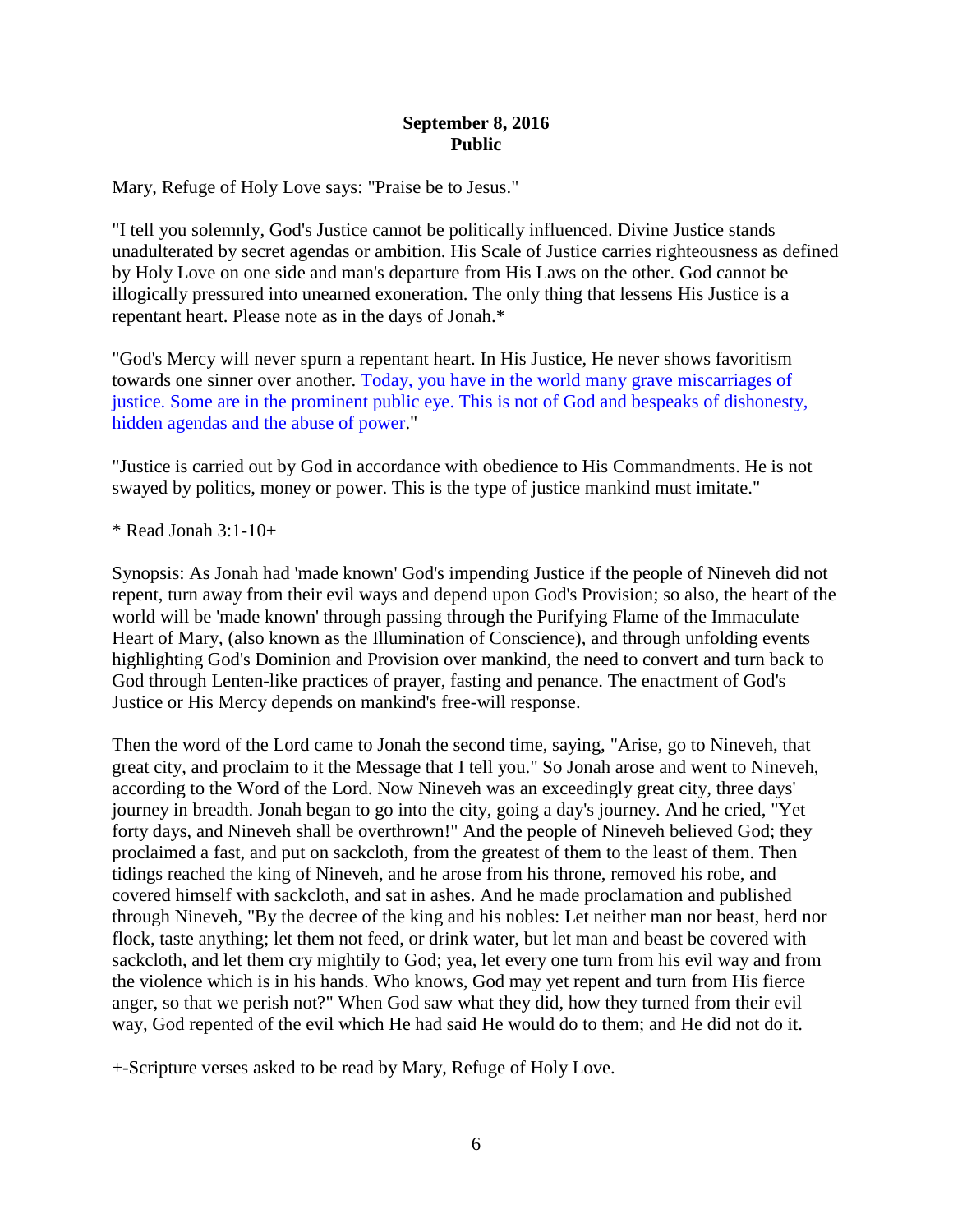**September 8, 2016**
**Public**

Mary, Refuge of Holy Love says: "Praise be to Jesus."

"I tell you solemnly, God's Justice cannot be politically influenced. Divine Justice stands unadulterated by secret agendas or ambition. His Scale of Justice carries righteousness as defined by Holy Love on one side and man's departure from His Laws on the other. God cannot be illogically pressured into unearned exoneration. The only thing that lessens His Justice is a repentant heart. Please note as in the days of Jonah.*

"God's Mercy will never spurn a repentant heart. In His Justice, He never shows favoritism towards one sinner over another. Today, you have in the world many grave miscarriages of justice. Some are in the prominent public eye. This is not of God and bespeaks of dishonesty, hidden agendas and the abuse of power."

"Justice is carried out by God in accordance with obedience to His Commandments. He is not swayed by politics, money or power. This is the type of justice mankind must imitate."

* Read Jonah 3:1-10+

Synopsis: As Jonah had 'made known' God's impending Justice if the people of Nineveh did not repent, turn away from their evil ways and depend upon God's Provision; so also, the heart of the world will be 'made known' through passing through the Purifying Flame of the Immaculate Heart of Mary, (also known as the Illumination of Conscience), and through unfolding events highlighting God's Dominion and Provision over mankind, the need to convert and turn back to God through Lenten-like practices of prayer, fasting and penance. The enactment of God's Justice or His Mercy depends on mankind's free-will response.

Then the word of the Lord came to Jonah the second time, saying, "Arise, go to Nineveh, that great city, and proclaim to it the Message that I tell you." So Jonah arose and went to Nineveh, according to the Word of the Lord. Now Nineveh was an exceedingly great city, three days' journey in breadth. Jonah began to go into the city, going a day's journey. And he cried, "Yet forty days, and Nineveh shall be overthrown!" And the people of Nineveh believed God; they proclaimed a fast, and put on sackcloth, from the greatest of them to the least of them. Then tidings reached the king of Nineveh, and he arose from his throne, removed his robe, and covered himself with sackcloth, and sat in ashes. And he made proclamation and published through Nineveh, "By the decree of the king and his nobles: Let neither man nor beast, herd nor flock, taste anything; let them not feed, or drink water, but let man and beast be covered with sackcloth, and let them cry mightily to God; yea, let every one turn from his evil way and from the violence which is in his hands. Who knows, God may yet repent and turn from His fierce anger, so that we perish not?" When God saw what they did, how they turned from their evil way, God repented of the evil which He had said He would do to them; and He did not do it.

+-Scripture verses asked to be read by Mary, Refuge of Holy Love.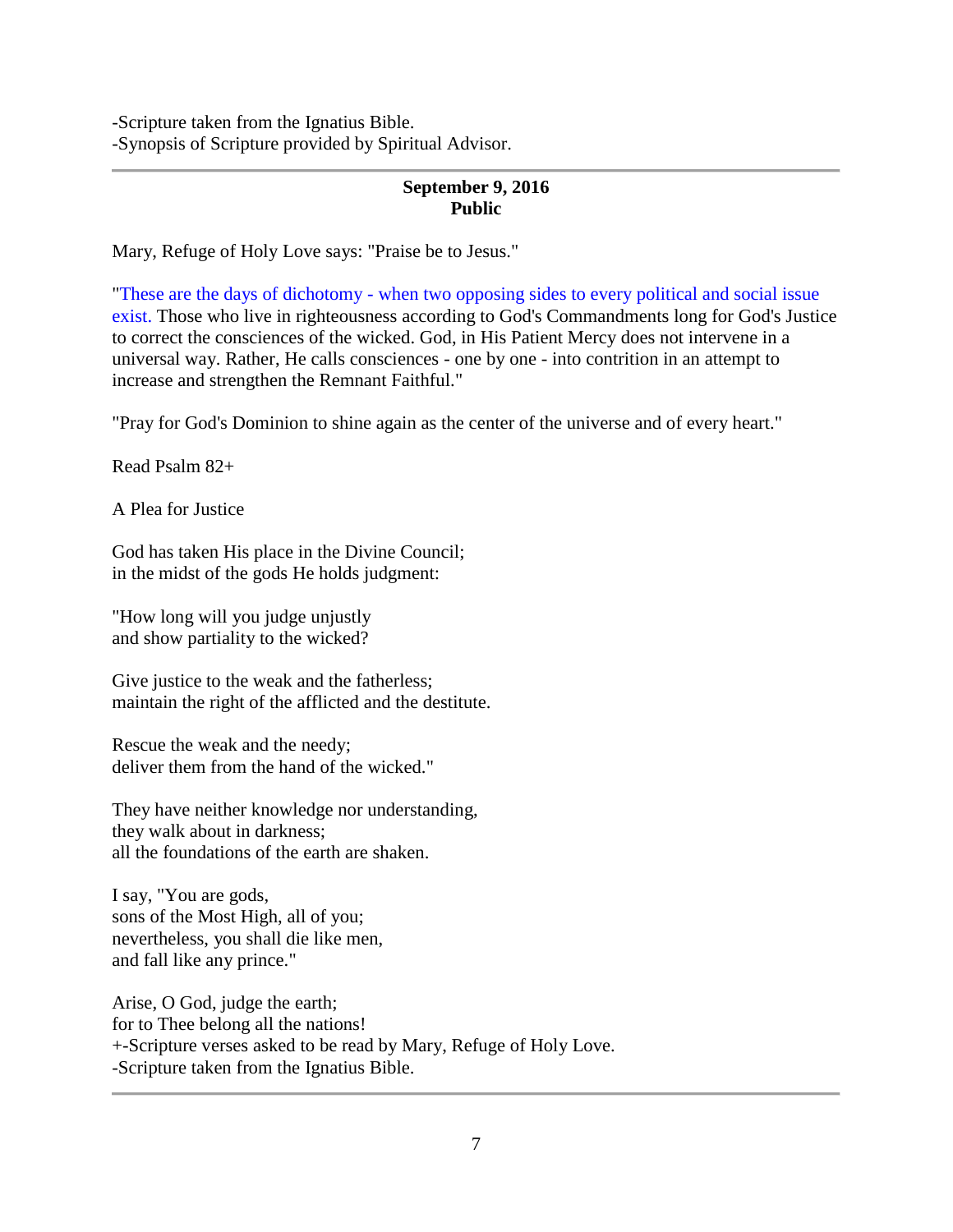-Scripture taken from the Ignatius Bible.
-Synopsis of Scripture provided by Spiritual Advisor.

---

**September 9, 2016**
**Public**

Mary, Refuge of Holy Love says: "Praise be to Jesus."

"These are the days of dichotomy - when two opposing sides to every political and social issue exist. Those who live in righteousness according to God's Commandments long for God's Justice to correct the consciences of the wicked. God, in His Patient Mercy does not intervene in a universal way. Rather, He calls consciences - one by one - into contrition in an attempt to increase and strengthen the Remnant Faithful."

"Pray for God's Dominion to shine again as the center of the universe and of every heart."

Read Psalm 82+

A Plea for Justice

God has taken His place in the Divine Council;
in the midst of the gods He holds judgment:

"How long will you judge unjustly
and show partiality to the wicked?

Give justice to the weak and the fatherless;
maintain the right of the afflicted and the destitute.

Rescue the weak and the needy;
deliver them from the hand of the wicked."

They have neither knowledge nor understanding,
they walk about in darkness;
all the foundations of the earth are shaken.

I say, "You are gods,
sons of the Most High, all of you;
nevertheless, you shall die like men,
and fall like any prince."

Arise, O God, judge the earth;
for to Thee belong all the nations!
+-Scripture verses asked to be read by Mary, Refuge of Holy Love.
-Scripture taken from the Ignatius Bible.

---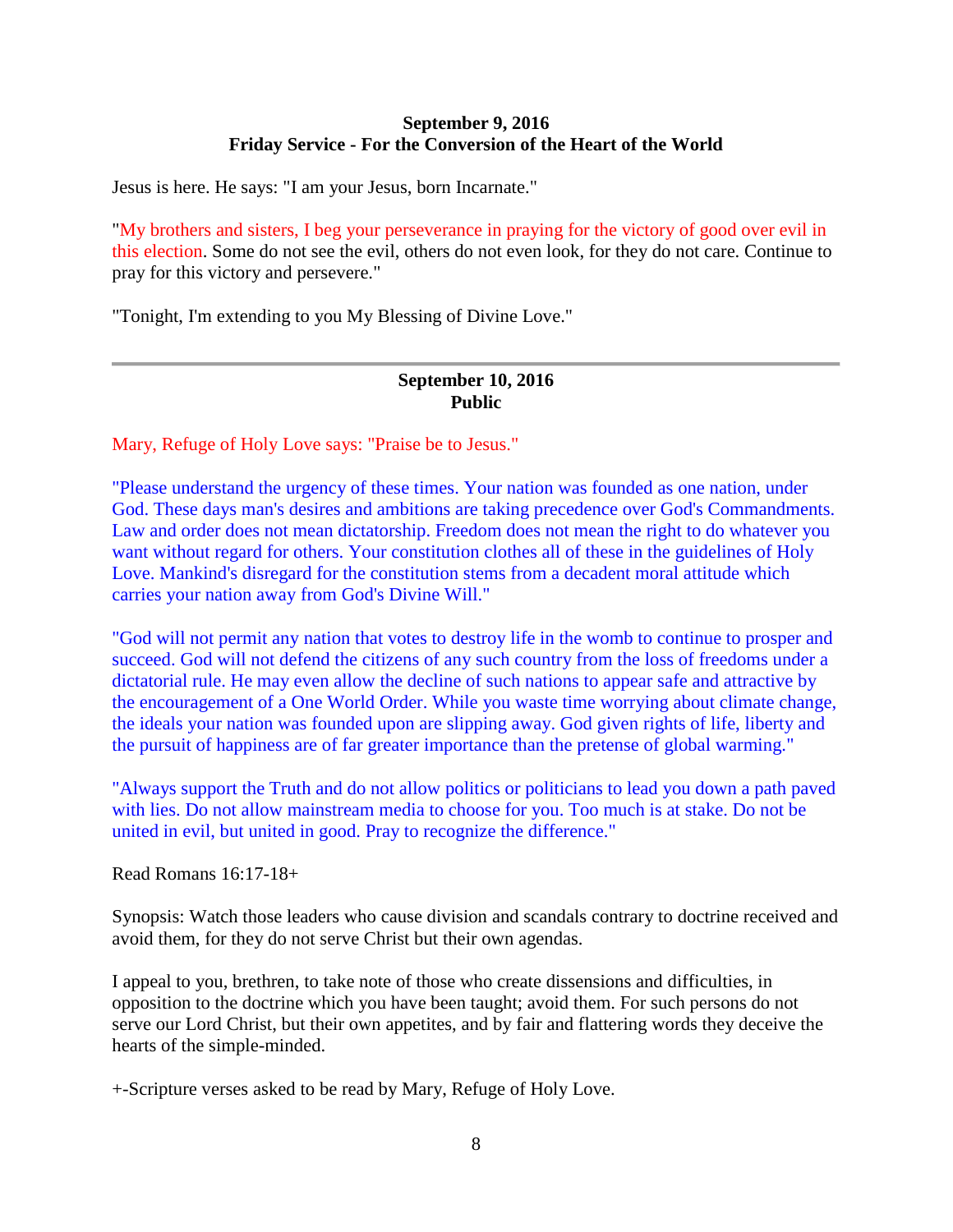**September 9, 2016**
**Friday Service - For the Conversion of the Heart of the World**

Jesus is here. He says: "I am your Jesus, born Incarnate."

"My brothers and sisters, I beg your perseverance in praying for the victory of good over evil in this election. Some do not see the evil, others do not even look, for they do not care. Continue to pray for this victory and persevere."

"Tonight, I'm extending to you My Blessing of Divine Love."

---

**September 10, 2016**
**Public**

Mary, Refuge of Holy Love says: "Praise be to Jesus."

"Please understand the urgency of these times. Your nation was founded as one nation, under God. These days man's desires and ambitions are taking precedence over God's Commandments. Law and order does not mean dictatorship. Freedom does not mean the right to do whatever you want without regard for others. Your constitution clothes all of these in the guidelines of Holy Love. Mankind's disregard for the constitution stems from a decadent moral attitude which carries your nation away from God's Divine Will."

"God will not permit any nation that votes to destroy life in the womb to continue to prosper and succeed. God will not defend the citizens of any such country from the loss of freedoms under a dictatorial rule. He may even allow the decline of such nations to appear safe and attractive by the encouragement of a One World Order. While you waste time worrying about climate change, the ideals your nation was founded upon are slipping away. God given rights of life, liberty and the pursuit of happiness are of far greater importance than the pretense of global warming."

"Always support the Truth and do not allow politics or politicians to lead you down a path paved with lies. Do not allow mainstream media to choose for you. Too much is at stake. Do not be united in evil, but united in good. Pray to recognize the difference."

Read Romans 16:17-18+

Synopsis: Watch those leaders who cause division and scandals contrary to doctrine received and avoid them, for they do not serve Christ but their own agendas.

I appeal to you, brethren, to take note of those who create dissensions and difficulties, in opposition to the doctrine which you have been taught; avoid them. For such persons do not serve our Lord Christ, but their own appetites, and by fair and flattering words they deceive the hearts of the simple-minded.

+-Scripture verses asked to be read by Mary, Refuge of Holy Love.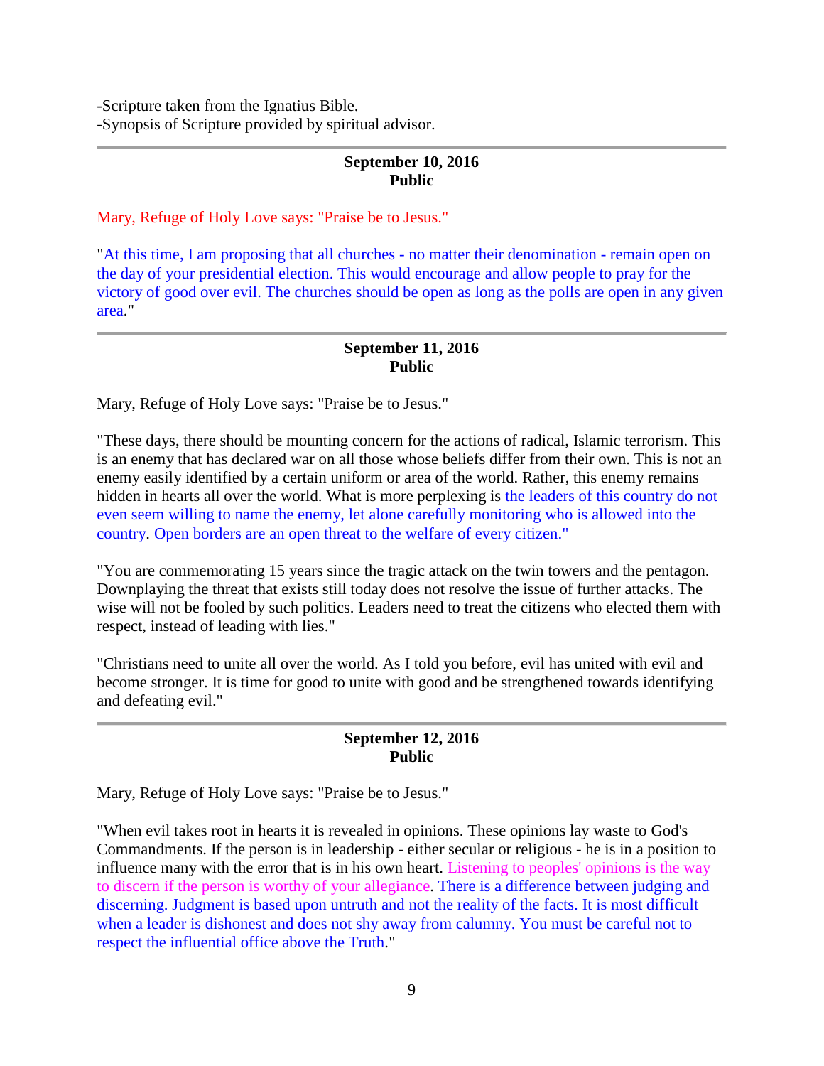-Scripture taken from the Ignatius Bible.
-Synopsis of Scripture provided by spiritual advisor.

---

**September 10, 2016**
**Public**

Mary, Refuge of Holy Love says: "Praise be to Jesus."

"At this time, I am proposing that all churches - no matter their denomination - remain open on the day of your presidential election. This would encourage and allow people to pray for the victory of good over evil. The churches should be open as long as the polls are open in any given area."

---

**September 11, 2016**
**Public**

Mary, Refuge of Holy Love says: "Praise be to Jesus."

"These days, there should be mounting concern for the actions of radical, Islamic terrorism. This is an enemy that has declared war on all those whose beliefs differ from their own. This is not an enemy easily identified by a certain uniform or area of the world. Rather, this enemy remains hidden in hearts all over the world. What is more perplexing is the leaders of this country do not even seem willing to name the enemy, let alone carefully monitoring who is allowed into the country. Open borders are an open threat to the welfare of every citizen."

"You are commemorating 15 years since the tragic attack on the twin towers and the pentagon. Downplaying the threat that exists still today does not resolve the issue of further attacks. The wise will not be fooled by such politics. Leaders need to treat the citizens who elected them with respect, instead of leading with lies."

"Christians need to unite all over the world. As I told you before, evil has united with evil and become stronger. It is time for good to unite with good and be strengthened towards identifying and defeating evil."

---

**September 12, 2016**
**Public**

Mary, Refuge of Holy Love says: "Praise be to Jesus."

"When evil takes root in hearts it is revealed in opinions. These opinions lay waste to God's Commandments. If the person is in leadership - either secular or religious - he is in a position to influence many with the error that is in his own heart. Listening to peoples' opinions is the way to discern if the person is worthy of your allegiance. There is a difference between judging and discerning. Judgment is based upon untruth and not the reality of the facts. It is most difficult when a leader is dishonest and does not shy away from calumny. You must be careful not to respect the influential office above the Truth."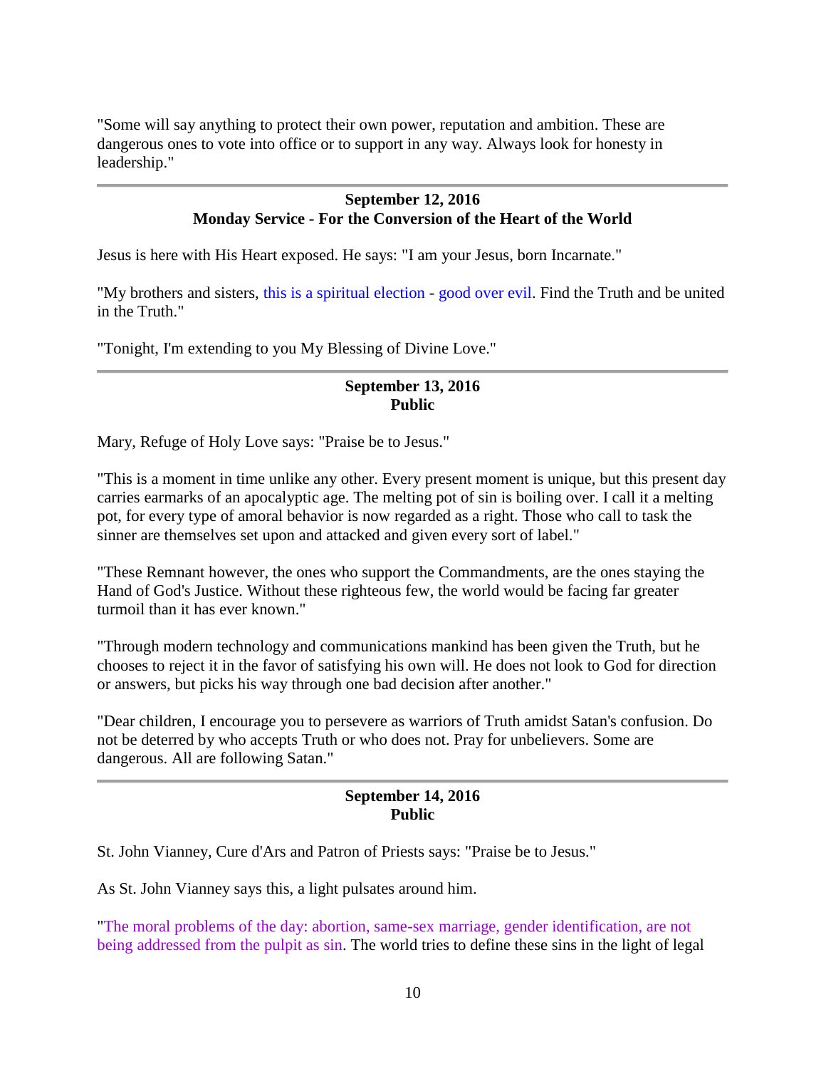"Some will say anything to protect their own power, reputation and ambition. These are dangerous ones to vote into office or to support in any way. Always look for honesty in leadership."

---

**September 12, 2016**
**Monday Service - For the Conversion of the Heart of the World**

Jesus is here with His Heart exposed. He says: "I am your Jesus, born Incarnate."

"My brothers and sisters, this is a spiritual election - good over evil. Find the Truth and be united in the Truth."

"Tonight, I'm extending to you My Blessing of Divine Love."

---

**September 13, 2016**
**Public**

Mary, Refuge of Holy Love says: "Praise be to Jesus."

"This is a moment in time unlike any other. Every present moment is unique, but this present day carries earmarks of an apocalyptic age. The melting pot of sin is boiling over. I call it a melting pot, for every type of amoral behavior is now regarded as a right. Those who call to task the sinner are themselves set upon and attacked and given every sort of label."

"These Remnant however, the ones who support the Commandments, are the ones staying the Hand of God's Justice. Without these righteous few, the world would be facing far greater turmoil than it has ever known."

"Through modern technology and communications mankind has been given the Truth, but he chooses to reject it in the favor of satisfying his own will. He does not look to God for direction or answers, but picks his way through one bad decision after another."

"Dear children, I encourage you to persevere as warriors of Truth amidst Satan's confusion. Do not be deterred by who accepts Truth or who does not. Pray for unbelievers. Some are dangerous. All are following Satan."

---

**September 14, 2016**
**Public**

St. John Vianney, Cure d'Ars and Patron of Priests says: "Praise be to Jesus."

As St. John Vianney says this, a light pulsates around him.

"The moral problems of the day: abortion, same-sex marriage, gender identification, are not being addressed from the pulpit as sin. The world tries to define these sins in the light of legal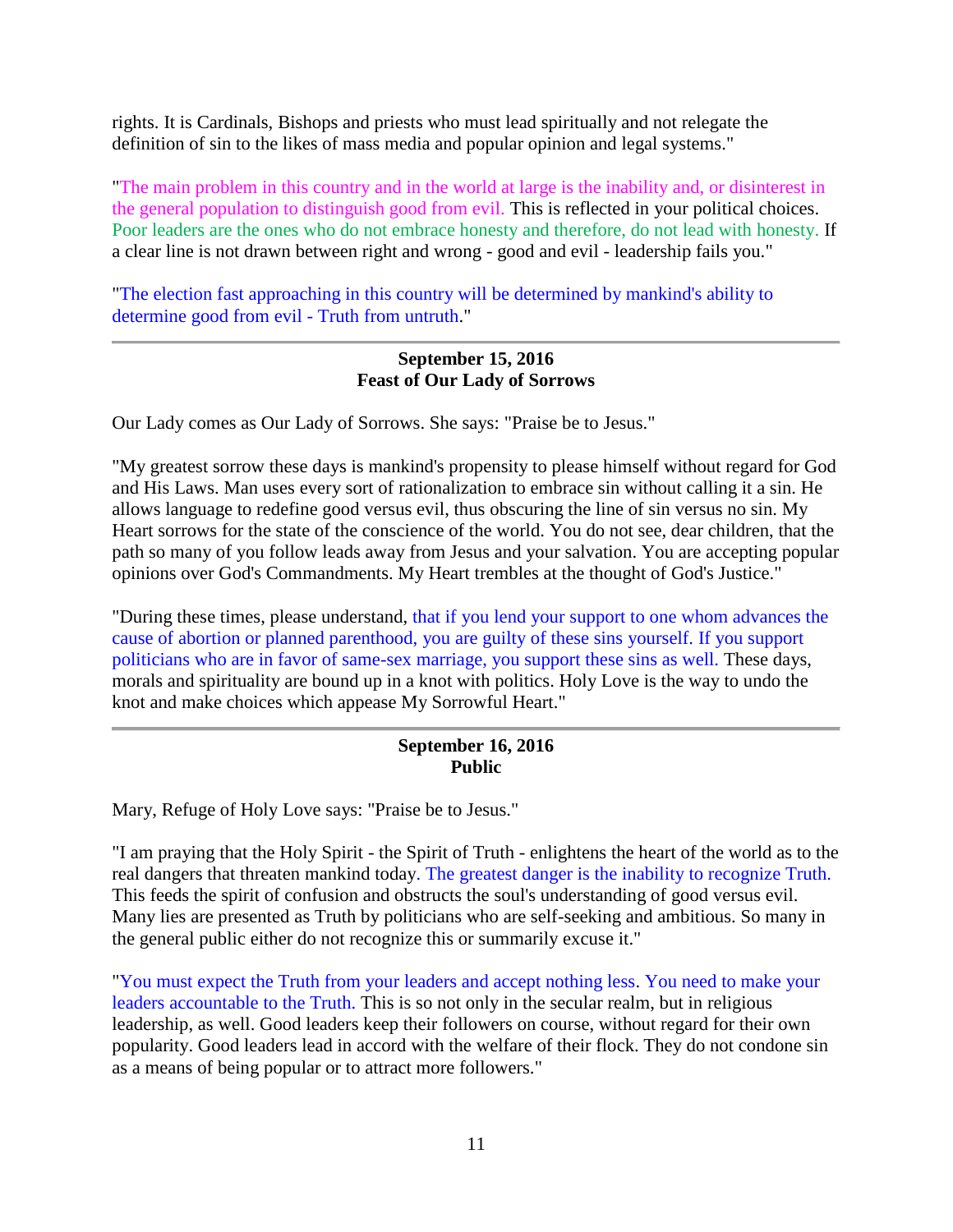rights. It is Cardinals, Bishops and priests who must lead spiritually and not relegate the definition of sin to the likes of mass media and popular opinion and legal systems."

"The main problem in this country and in the world at large is the inability and, or disinterest in the general population to distinguish good from evil. This is reflected in your political choices. Poor leaders are the ones who do not embrace honesty and therefore, do not lead with honesty. If a clear line is not drawn between right and wrong - good and evil - leadership fails you."

"The election fast approaching in this country will be determined by mankind's ability to determine good from evil - Truth from untruth."

---

**September 15, 2016**
**Feast of Our Lady of Sorrows**

Our Lady comes as Our Lady of Sorrows. She says: "Praise be to Jesus."

"My greatest sorrow these days is mankind's propensity to please himself without regard for God and His Laws. Man uses every sort of rationalization to embrace sin without calling it a sin. He allows language to redefine good versus evil, thus obscuring the line of sin versus no sin. My Heart sorrows for the state of the conscience of the world. You do not see, dear children, that the path so many of you follow leads away from Jesus and your salvation. You are accepting popular opinions over God's Commandments. My Heart trembles at the thought of God's Justice."

"During these times, please understand, that if you lend your support to one whom advances the cause of abortion or planned parenthood, you are guilty of these sins yourself. If you support politicians who are in favor of same-sex marriage, you support these sins as well. These days, morals and spirituality are bound up in a knot with politics. Holy Love is the way to undo the knot and make choices which appease My Sorrowful Heart."

---

**September 16, 2016**
**Public**

Mary, Refuge of Holy Love says: "Praise be to Jesus."

"I am praying that the Holy Spirit - the Spirit of Truth - enlightens the heart of the world as to the real dangers that threaten mankind today. The greatest danger is the inability to recognize Truth. This feeds the spirit of confusion and obstructs the soul's understanding of good versus evil. Many lies are presented as Truth by politicians who are self-seeking and ambitious. So many in the general public either do not recognize this or summarily excuse it."

"You must expect the Truth from your leaders and accept nothing less. You need to make your leaders accountable to the Truth. This is so not only in the secular realm, but in religious leadership, as well. Good leaders keep their followers on course, without regard for their own popularity. Good leaders lead in accord with the welfare of their flock. They do not condone sin as a means of being popular or to attract more followers."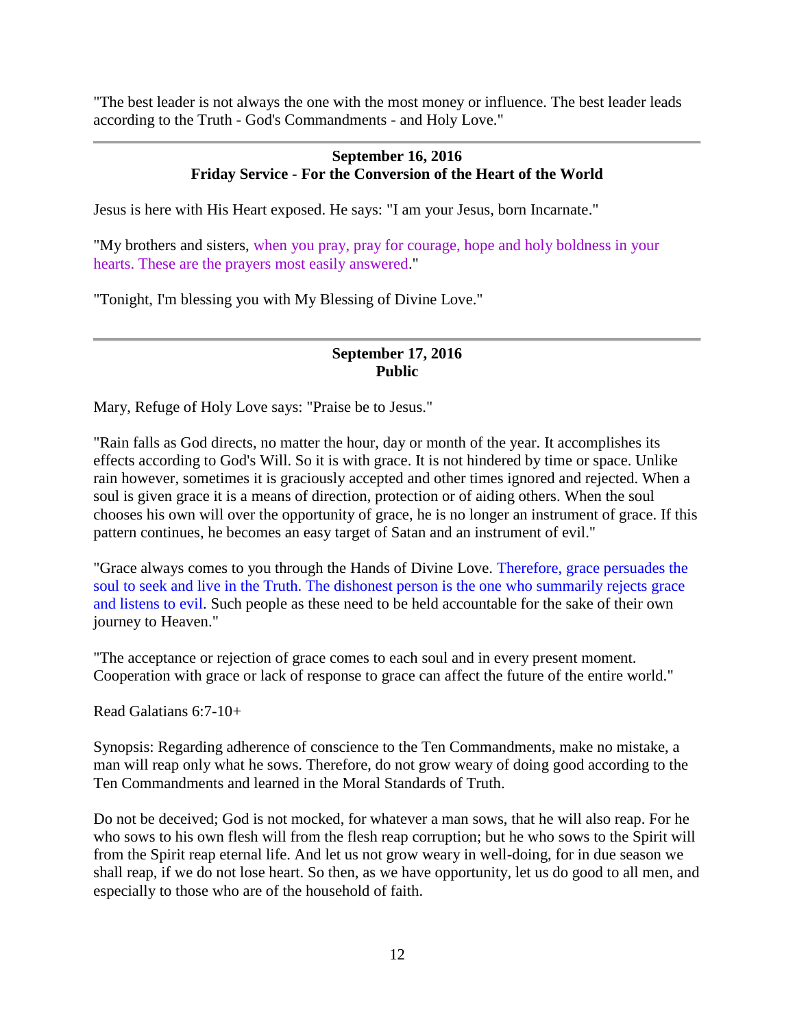"The best leader is not always the one with the most money or influence. The best leader leads according to the Truth - God's Commandments - and Holy Love."

---

**September 16, 2016**
**Friday Service - For the Conversion of the Heart of the World**

Jesus is here with His Heart exposed. He says: "I am your Jesus, born Incarnate."

"My brothers and sisters, when you pray, pray for courage, hope and holy boldness in your hearts. These are the prayers most easily answered."

"Tonight, I'm blessing you with My Blessing of Divine Love."

---

**September 17, 2016**
**Public**

Mary, Refuge of Holy Love says: "Praise be to Jesus."

"Rain falls as God directs, no matter the hour, day or month of the year. It accomplishes its effects according to God's Will. So it is with grace. It is not hindered by time or space. Unlike rain however, sometimes it is graciously accepted and other times ignored and rejected. When a soul is given grace it is a means of direction, protection or of aiding others. When the soul chooses his own will over the opportunity of grace, he is no longer an instrument of grace. If this pattern continues, he becomes an easy target of Satan and an instrument of evil."

"Grace always comes to you through the Hands of Divine Love. Therefore, grace persuades the soul to seek and live in the Truth. The dishonest person is the one who summarily rejects grace and listens to evil. Such people as these need to be held accountable for the sake of their own journey to Heaven."

"The acceptance or rejection of grace comes to each soul and in every present moment. Cooperation with grace or lack of response to grace can affect the future of the entire world."

Read Galatians 6:7-10+

Synopsis: Regarding adherence of conscience to the Ten Commandments, make no mistake, a man will reap only what he sows. Therefore, do not grow weary of doing good according to the Ten Commandments and learned in the Moral Standards of Truth.

Do not be deceived; God is not mocked, for whatever a man sows, that he will also reap. For he who sows to his own flesh will from the flesh reap corruption; but he who sows to the Spirit will from the Spirit reap eternal life. And let us not grow weary in well-doing, for in due season we shall reap, if we do not lose heart. So then, as we have opportunity, let us do good to all men, and especially to those who are of the household of faith.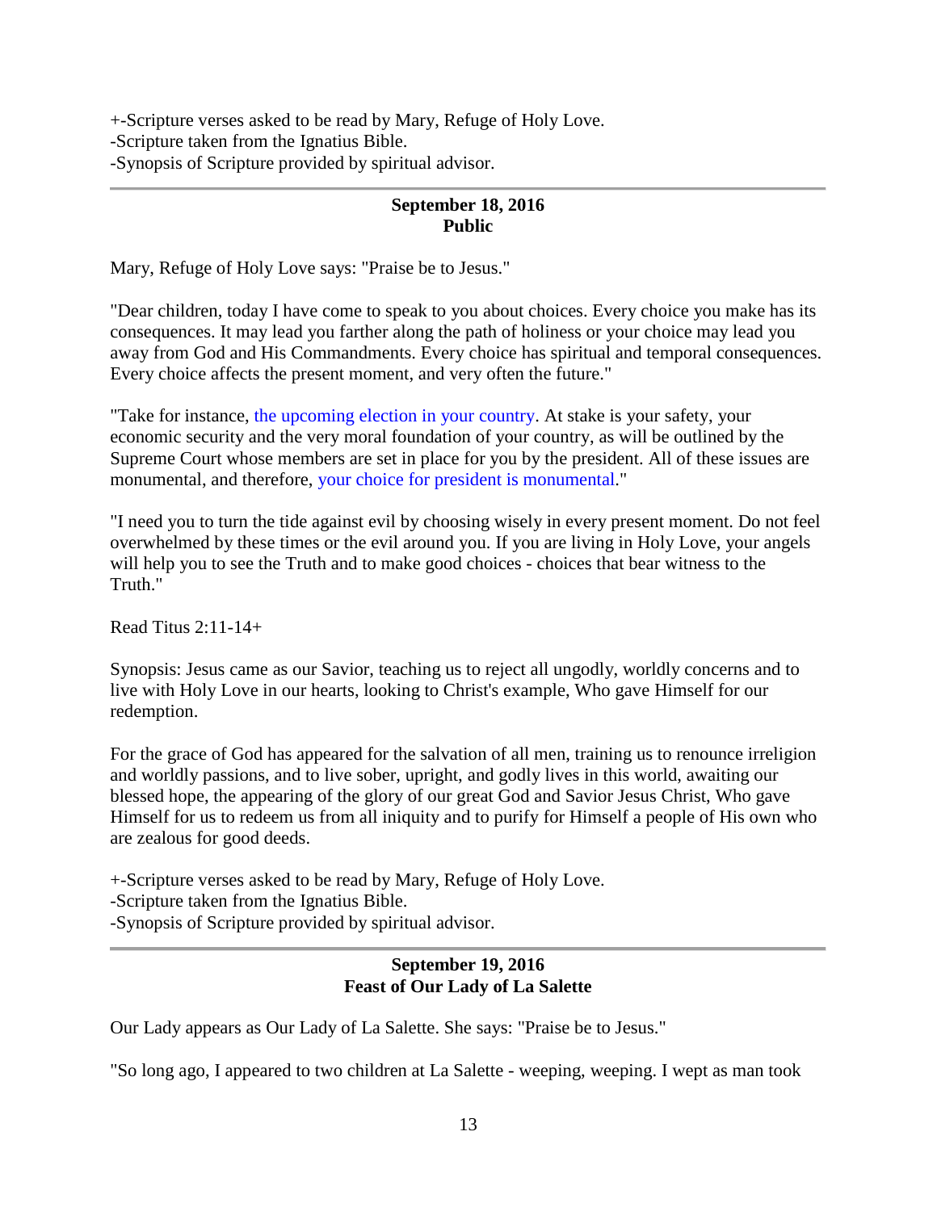+-Scripture verses asked to be read by Mary, Refuge of Holy Love.
-Scripture taken from the Ignatius Bible.
-Synopsis of Scripture provided by spiritual advisor.

---

**September 18, 2016**
**Public**

Mary, Refuge of Holy Love says: "Praise be to Jesus."

"Dear children, today I have come to speak to you about choices. Every choice you make has its consequences. It may lead you farther along the path of holiness or your choice may lead you away from God and His Commandments. Every choice has spiritual and temporal consequences. Every choice affects the present moment, and very often the future."

"Take for instance, the upcoming election in your country. At stake is your safety, your economic security and the very moral foundation of your country, as will be outlined by the Supreme Court whose members are set in place for you by the president. All of these issues are monumental, and therefore, your choice for president is monumental."

"I need you to turn the tide against evil by choosing wisely in every present moment. Do not feel overwhelmed by these times or the evil around you. If you are living in Holy Love, your angels will help you to see the Truth and to make good choices - choices that bear witness to the Truth."

Read Titus 2:11-14+

Synopsis: Jesus came as our Savior, teaching us to reject all ungodly, worldly concerns and to live with Holy Love in our hearts, looking to Christ's example, Who gave Himself for our redemption.

For the grace of God has appeared for the salvation of all men, training us to renounce irreligion and worldly passions, and to live sober, upright, and godly lives in this world, awaiting our blessed hope, the appearing of the glory of our great God and Savior Jesus Christ, Who gave Himself for us to redeem us from all iniquity and to purify for Himself a people of His own who are zealous for good deeds.

+-Scripture verses asked to be read by Mary, Refuge of Holy Love.
-Scripture taken from the Ignatius Bible.
-Synopsis of Scripture provided by spiritual advisor.

---

**September 19, 2016**
**Feast of Our Lady of La Salette**

Our Lady appears as Our Lady of La Salette. She says: "Praise be to Jesus."

"So long ago, I appeared to two children at La Salette - weeping, weeping. I wept as man took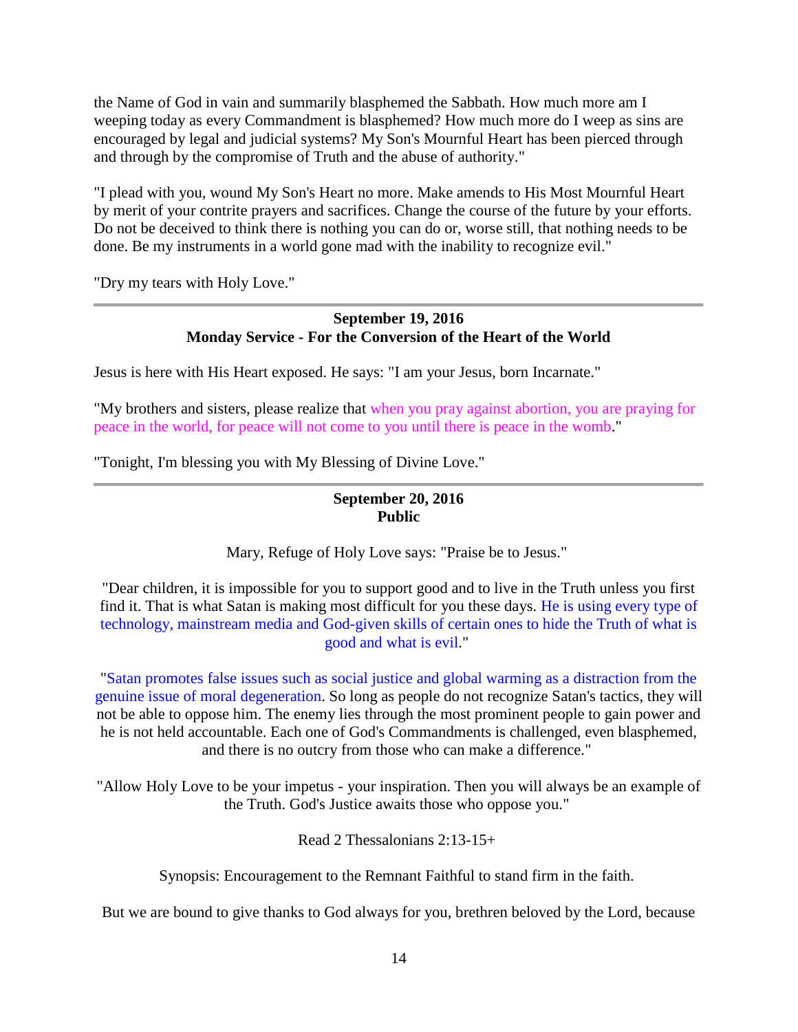the Name of God in vain and summarily blasphemed the Sabbath. How much more am I weeping today as every Commandment is blasphemed? How much more do I weep as sins are encouraged by legal and judicial systems? My Son's Mournful Heart has been pierced through and through by the compromise of Truth and the abuse of authority."

"I plead with you, wound My Son's Heart no more. Make amends to His Most Mournful Heart by merit of your contrite prayers and sacrifices. Change the course of the future by your efforts. Do not be deceived to think there is nothing you can do or, worse still, that nothing needs to be done. Be my instruments in a world gone mad with the inability to recognize evil."

"Dry my tears with Holy Love."

---

**September 19, 2016**
**Monday Service - For the Conversion of the Heart of the World**

Jesus is here with His Heart exposed. He says: "I am your Jesus, born Incarnate."

"My brothers and sisters, please realize that when you pray against abortion, you are praying for peace in the world, for peace will not come to you until there is peace in the womb."

"Tonight, I'm blessing you with My Blessing of Divine Love."

---

**September 20, 2016**
**Public**

Mary, Refuge of Holy Love says: "Praise be to Jesus."

"Dear children, it is impossible for you to support good and to live in the Truth unless you first find it. That is what Satan is making most difficult for you these days. He is using every type of technology, mainstream media and God-given skills of certain ones to hide the Truth of what is good and what is evil."

"Satan promotes false issues such as social justice and global warming as a distraction from the genuine issue of moral degeneration. So long as people do not recognize Satan's tactics, they will not be able to oppose him. The enemy lies through the most prominent people to gain power and he is not held accountable. Each one of God's Commandments is challenged, even blasphemed, and there is no outcry from those who can make a difference."

"Allow Holy Love to be your impetus - your inspiration. Then you will always be an example of the Truth. God's Justice awaits those who oppose you."

Read 2 Thessalonians 2:13-15+

Synopsis: Encouragement to the Remnant Faithful to stand firm in the faith.

But we are bound to give thanks to God always for you, brethren beloved by the Lord, because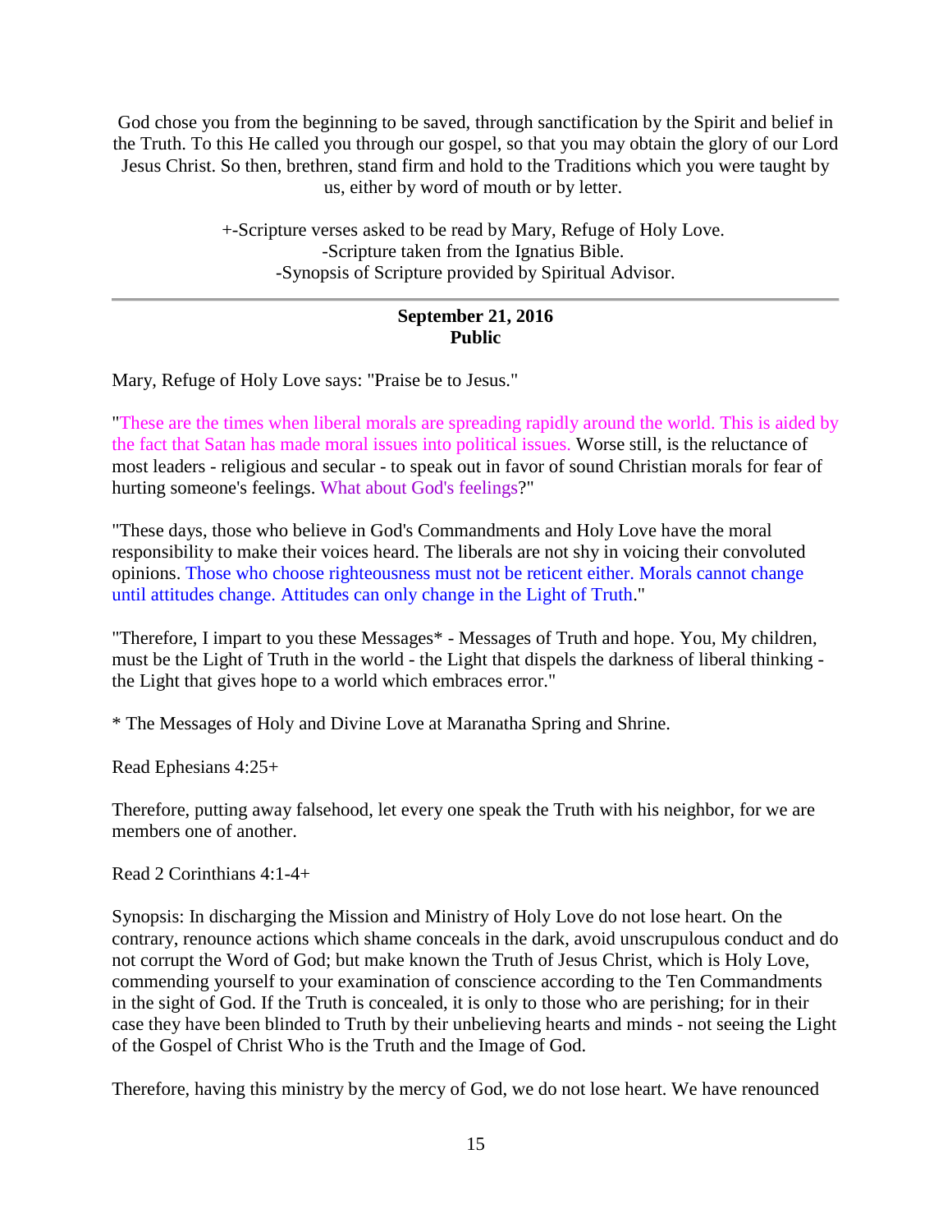God chose you from the beginning to be saved, through sanctification by the Spirit and belief in the Truth. To this He called you through our gospel, so that you may obtain the glory of our Lord Jesus Christ. So then, brethren, stand firm and hold to the Traditions which you were taught by us, either by word of mouth or by letter.

+-Scripture verses asked to be read by Mary, Refuge of Holy Love.
-Scripture taken from the Ignatius Bible.
-Synopsis of Scripture provided by Spiritual Advisor.

---

**September 21, 2016**
**Public**

Mary, Refuge of Holy Love says: "Praise be to Jesus."

"These are the times when liberal morals are spreading rapidly around the world. This is aided by the fact that Satan has made moral issues into political issues. Worse still, is the reluctance of most leaders - religious and secular - to speak out in favor of sound Christian morals for fear of hurting someone's feelings. What about God's feelings?"

"These days, those who believe in God's Commandments and Holy Love have the moral responsibility to make their voices heard. The liberals are not shy in voicing their convoluted opinions. Those who choose righteousness must not be reticent either. Morals cannot change until attitudes change. Attitudes can only change in the Light of Truth."

"Therefore, I impart to you these Messages* - Messages of Truth and hope. You, My children, must be the Light of Truth in the world - the Light that dispels the darkness of liberal thinking - the Light that gives hope to a world which embraces error."

* The Messages of Holy and Divine Love at Maranatha Spring and Shrine.

Read Ephesians 4:25+

Therefore, putting away falsehood, let every one speak the Truth with his neighbor, for we are members one of another.

Read 2 Corinthians 4:1-4+

Synopsis: In discharging the Mission and Ministry of Holy Love do not lose heart. On the contrary, renounce actions which shame conceals in the dark, avoid unscrupulous conduct and do not corrupt the Word of God; but make known the Truth of Jesus Christ, which is Holy Love, commending yourself to your examination of conscience according to the Ten Commandments in the sight of God. If the Truth is concealed, it is only to those who are perishing; for in their case they have been blinded to Truth by their unbelieving hearts and minds - not seeing the Light of the Gospel of Christ Who is the Truth and the Image of God.

Therefore, having this ministry by the mercy of God, we do not lose heart. We have renounced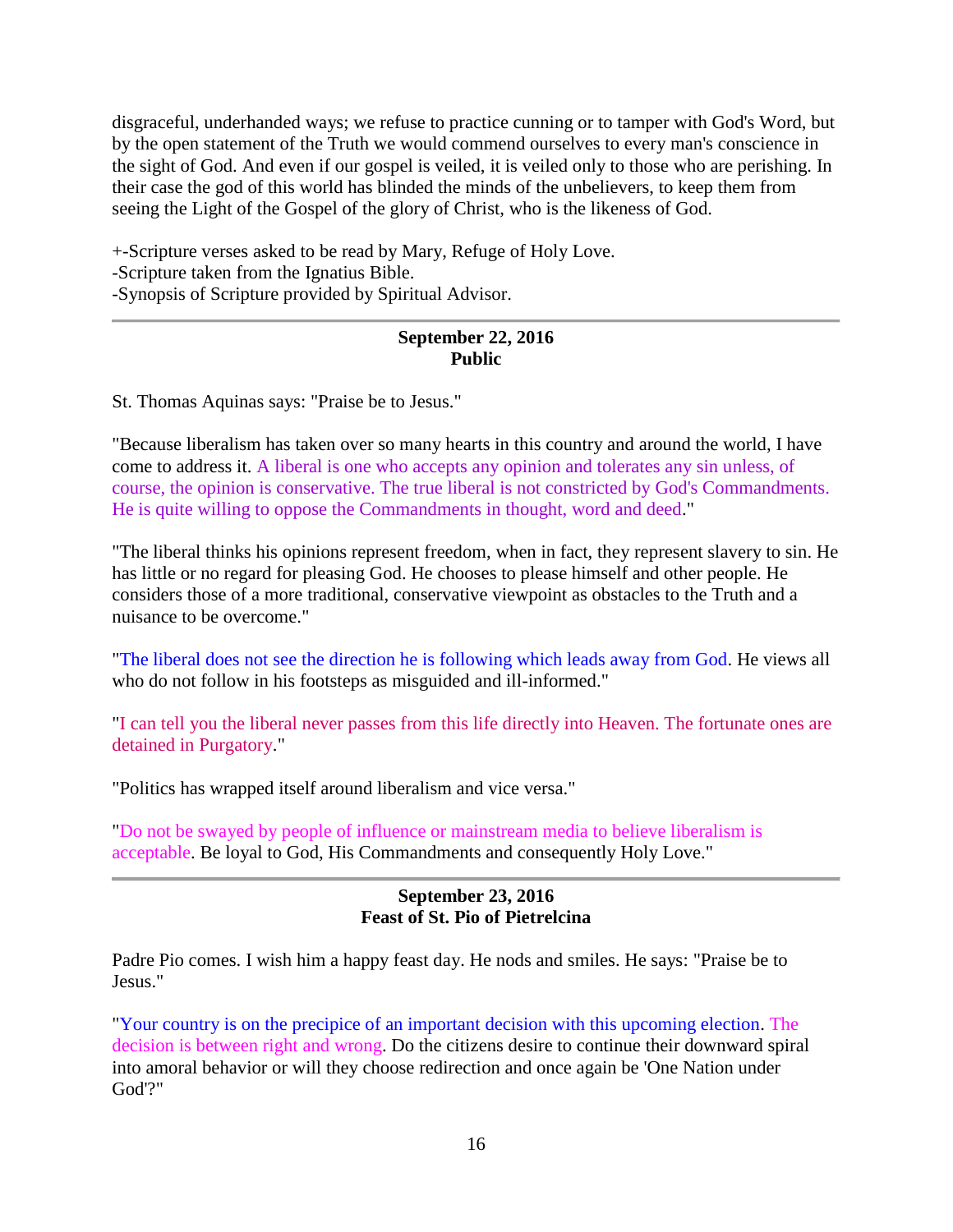disgraceful, underhanded ways; we refuse to practice cunning or to tamper with God's Word, but by the open statement of the Truth we would commend ourselves to every man's conscience in the sight of God. And even if our gospel is veiled, it is veiled only to those who are perishing. In their case the god of this world has blinded the minds of the unbelievers, to keep them from seeing the Light of the Gospel of the glory of Christ, who is the likeness of God.

+-Scripture verses asked to be read by Mary, Refuge of Holy Love.
-Scripture taken from the Ignatius Bible.
-Synopsis of Scripture provided by Spiritual Advisor.

---

**September 22, 2016**
**Public**

St. Thomas Aquinas says: "Praise be to Jesus."

"Because liberalism has taken over so many hearts in this country and around the world, I have come to address it. A liberal is one who accepts any opinion and tolerates any sin unless, of course, the opinion is conservative. The true liberal is not constricted by God's Commandments. He is quite willing to oppose the Commandments in thought, word and deed."

"The liberal thinks his opinions represent freedom, when in fact, they represent slavery to sin. He has little or no regard for pleasing God. He chooses to please himself and other people. He considers those of a more traditional, conservative viewpoint as obstacles to the Truth and a nuisance to be overcome."

"The liberal does not see the direction he is following which leads away from God. He views all who do not follow in his footsteps as misguided and ill-informed."

"I can tell you the liberal never passes from this life directly into Heaven. The fortunate ones are detained in Purgatory."

"Politics has wrapped itself around liberalism and vice versa."

"Do not be swayed by people of influence or mainstream media to believe liberalism is acceptable. Be loyal to God, His Commandments and consequently Holy Love."

---

**September 23, 2016**
**Feast of St. Pio of Pietrelcina**

Padre Pio comes. I wish him a happy feast day. He nods and smiles. He says: "Praise be to Jesus."

"Your country is on the precipice of an important decision with this upcoming election. The decision is between right and wrong. Do the citizens desire to continue their downward spiral into amoral behavior or will they choose redirection and once again be 'One Nation under God'?"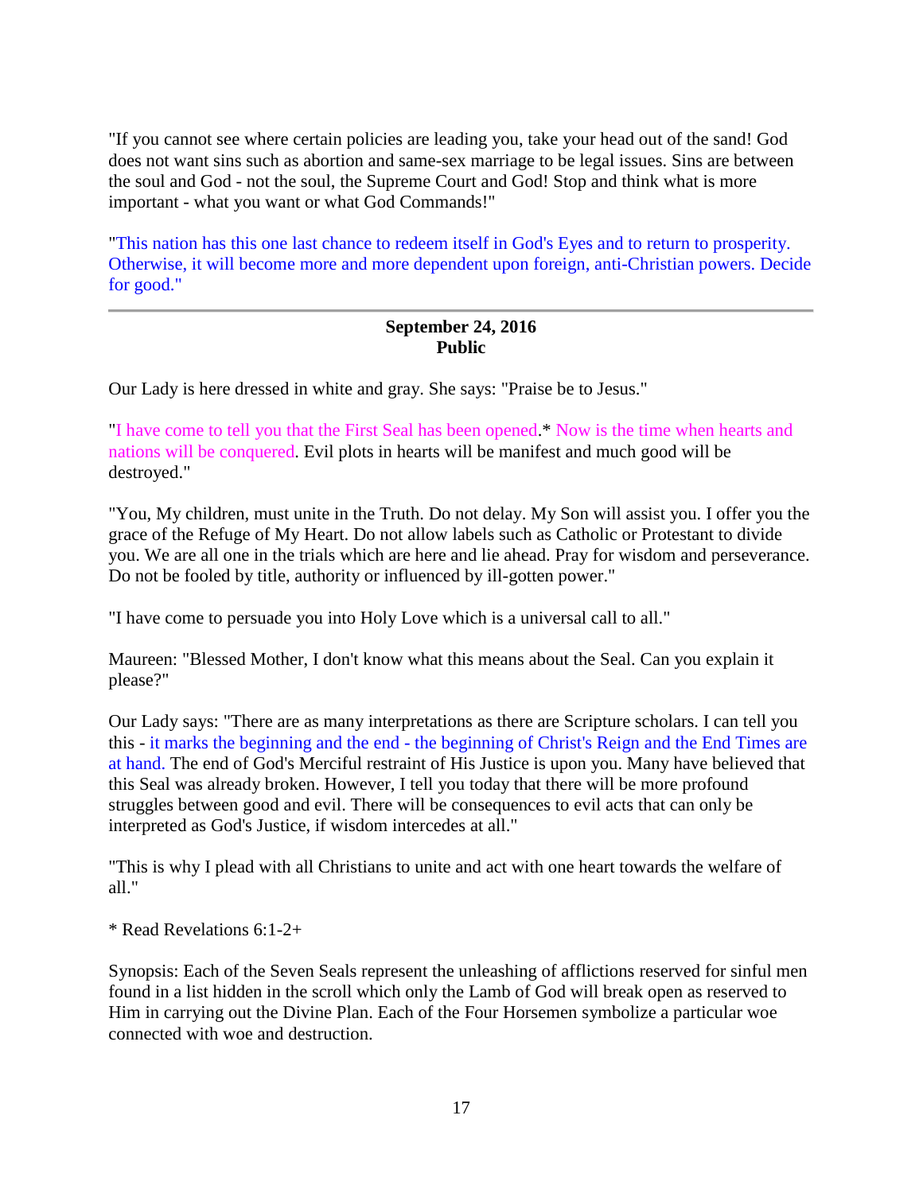"If you cannot see where certain policies are leading you, take your head out of the sand! God does not want sins such as abortion and same-sex marriage to be legal issues. Sins are between the soul and God - not the soul, the Supreme Court and God! Stop and think what is more important - what you want or what God Commands!"

"This nation has this one last chance to redeem itself in God's Eyes and to return to prosperity. Otherwise, it will become more and more dependent upon foreign, anti-Christian powers. Decide for good."

---

**September 24, 2016**
**Public**

Our Lady is here dressed in white and gray. She says: "Praise be to Jesus."

"I have come to tell you that the First Seal has been opened.* Now is the time when hearts and nations will be conquered. Evil plots in hearts will be manifest and much good will be destroyed."

"You, My children, must unite in the Truth. Do not delay. My Son will assist you. I offer you the grace of the Refuge of My Heart. Do not allow labels such as Catholic or Protestant to divide you. We are all one in the trials which are here and lie ahead. Pray for wisdom and perseverance. Do not be fooled by title, authority or influenced by ill-gotten power."

"I have come to persuade you into Holy Love which is a universal call to all."

Maureen: "Blessed Mother, I don't know what this means about the Seal. Can you explain it please?"

Our Lady says: "There are as many interpretations as there are Scripture scholars. I can tell you this - it marks the beginning and the end - the beginning of Christ's Reign and the End Times are at hand. The end of God's Merciful restraint of His Justice is upon you. Many have believed that this Seal was already broken. However, I tell you today that there will be more profound struggles between good and evil. There will be consequences to evil acts that can only be interpreted as God's Justice, if wisdom intercedes at all."

"This is why I plead with all Christians to unite and act with one heart towards the welfare of all."

* Read Revelations 6:1-2+

Synopsis: Each of the Seven Seals represent the unleashing of afflictions reserved for sinful men found in a list hidden in the scroll which only the Lamb of God will break open as reserved to Him in carrying out the Divine Plan. Each of the Four Horsemen symbolize a particular woe connected with woe and destruction.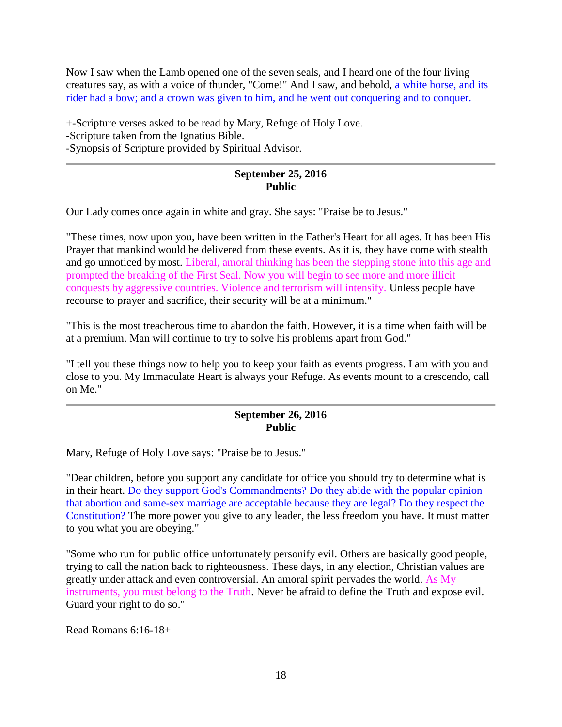Now I saw when the Lamb opened one of the seven seals, and I heard one of the four living creatures say, as with a voice of thunder, "Come!" And I saw, and behold, a white horse, and its rider had a bow; and a crown was given to him, and he went out conquering and to conquer.

+-Scripture verses asked to be read by Mary, Refuge of Holy Love.
-Scripture taken from the Ignatius Bible.
-Synopsis of Scripture provided by Spiritual Advisor.

---

**September 25, 2016**
**Public**

Our Lady comes once again in white and gray. She says: "Praise be to Jesus."

"These times, now upon you, have been written in the Father's Heart for all ages. It has been His Prayer that mankind would be delivered from these events. As it is, they have come with stealth and go unnoticed by most. Liberal, amoral thinking has been the stepping stone into this age and prompted the breaking of the First Seal. Now you will begin to see more and more illicit conquests by aggressive countries. Violence and terrorism will intensify. Unless people have recourse to prayer and sacrifice, their security will be at a minimum."

"This is the most treacherous time to abandon the faith. However, it is a time when faith will be at a premium. Man will continue to try to solve his problems apart from God."

"I tell you these things now to help you to keep your faith as events progress. I am with you and close to you. My Immaculate Heart is always your Refuge. As events mount to a crescendo, call on Me."

---

**September 26, 2016**
**Public**

Mary, Refuge of Holy Love says: "Praise be to Jesus."

"Dear children, before you support any candidate for office you should try to determine what is in their heart. Do they support God's Commandments? Do they abide with the popular opinion that abortion and same-sex marriage are acceptable because they are legal? Do they respect the Constitution? The more power you give to any leader, the less freedom you have. It must matter to you what you are obeying."

"Some who run for public office unfortunately personify evil. Others are basically good people, trying to call the nation back to righteousness. These days, in any election, Christian values are greatly under attack and even controversial. An amoral spirit pervades the world. As My instruments, you must belong to the Truth. Never be afraid to define the Truth and expose evil. Guard your right to do so."

Read Romans 6:16-18+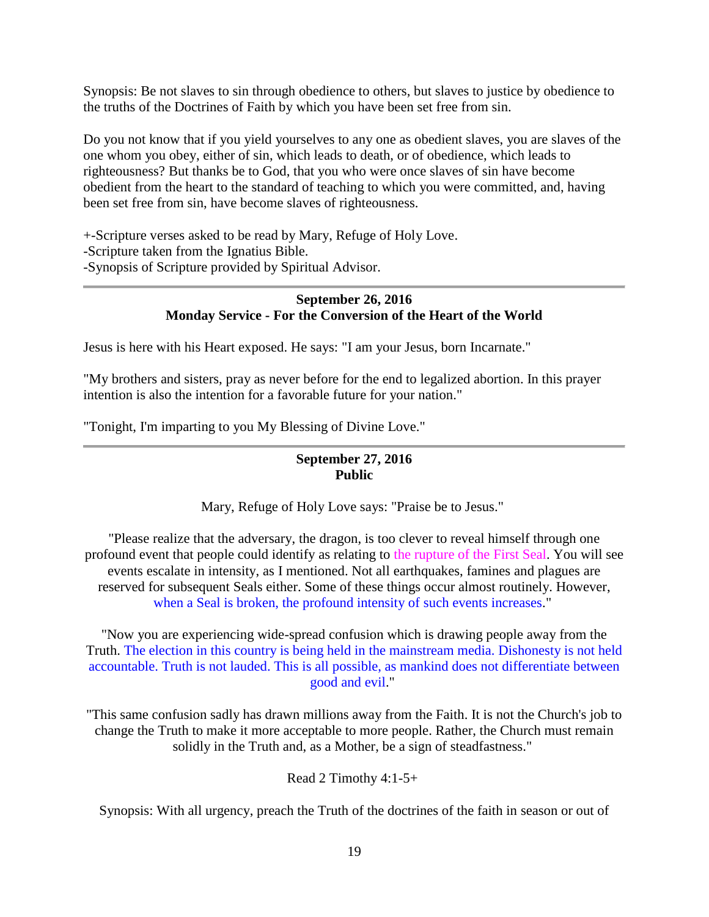Synopsis: Be not slaves to sin through obedience to others, but slaves to justice by obedience to the truths of the Doctrines of Faith by which you have been set free from sin.

Do you not know that if you yield yourselves to any one as obedient slaves, you are slaves of the one whom you obey, either of sin, which leads to death, or of obedience, which leads to righteousness? But thanks be to God, that you who were once slaves of sin have become obedient from the heart to the standard of teaching to which you were committed, and, having been set free from sin, have become slaves of righteousness.

+-Scripture verses asked to be read by Mary, Refuge of Holy Love.
-Scripture taken from the Ignatius Bible.
-Synopsis of Scripture provided by Spiritual Advisor.

---

**September 26, 2016**
**Monday Service - For the Conversion of the Heart of the World**

Jesus is here with his Heart exposed. He says: "I am your Jesus, born Incarnate."

"My brothers and sisters, pray as never before for the end to legalized abortion. In this prayer intention is also the intention for a favorable future for your nation."

"Tonight, I'm imparting to you My Blessing of Divine Love."

---

**September 27, 2016**
**Public**

Mary, Refuge of Holy Love says: "Praise be to Jesus."

"Please realize that the adversary, the dragon, is too clever to reveal himself through one profound event that people could identify as relating to the rupture of the First Seal. You will see events escalate in intensity, as I mentioned. Not all earthquakes, famines and plagues are reserved for subsequent Seals either. Some of these things occur almost routinely. However, when a Seal is broken, the profound intensity of such events increases."

"Now you are experiencing wide-spread confusion which is drawing people away from the Truth. The election in this country is being held in the mainstream media. Dishonesty is not held accountable. Truth is not lauded. This is all possible, as mankind does not differentiate between good and evil."

"This same confusion sadly has drawn millions away from the Faith. It is not the Church's job to change the Truth to make it more acceptable to more people. Rather, the Church must remain solidly in the Truth and, as a Mother, be a sign of steadfastness."

Read 2 Timothy 4:1-5+

Synopsis: With all urgency, preach the Truth of the doctrines of the faith in season or out of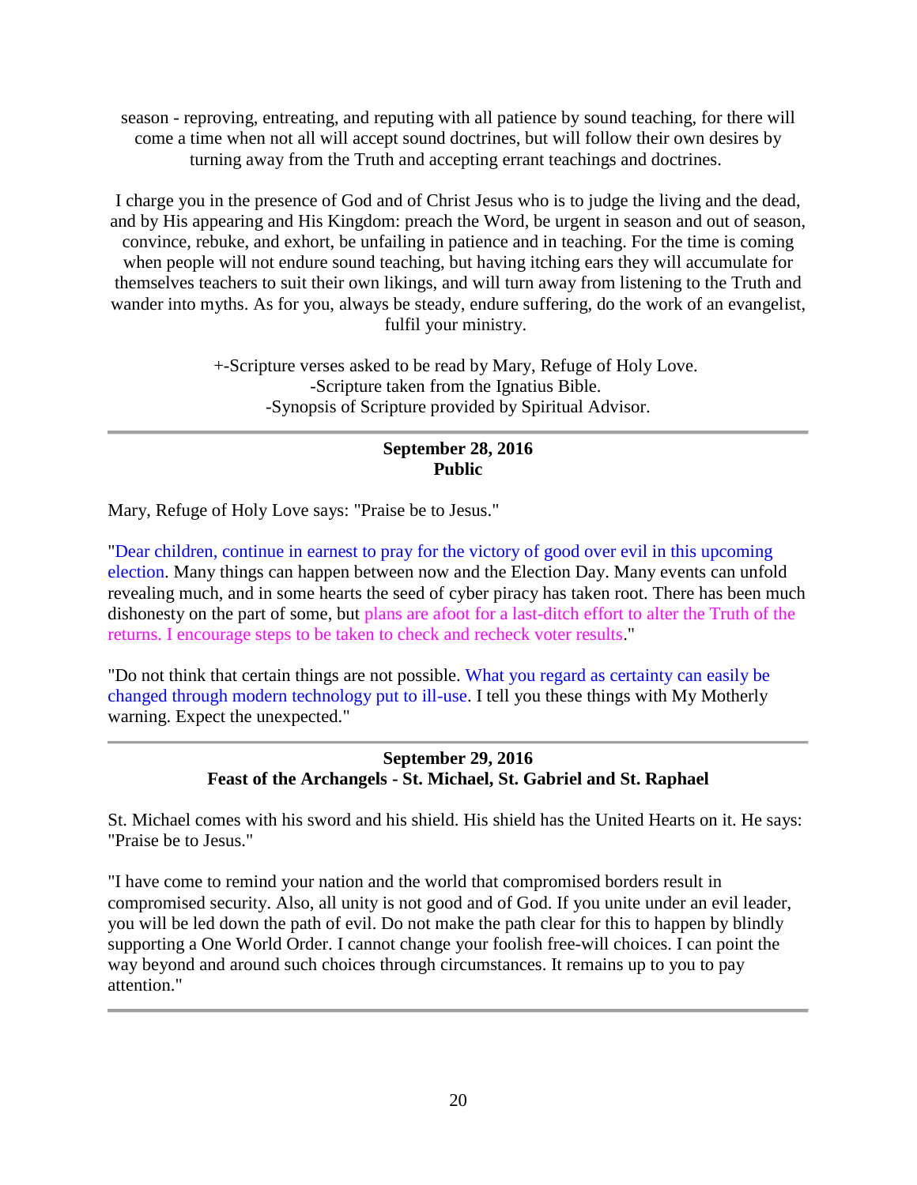season - reproving, entreating, and reputing with all patience by sound teaching, for there will come a time when not all will accept sound doctrines, but will follow their own desires by turning away from the Truth and accepting errant teachings and doctrines.

I charge you in the presence of God and of Christ Jesus who is to judge the living and the dead, and by His appearing and His Kingdom: preach the Word, be urgent in season and out of season, convince, rebuke, and exhort, be unfailing in patience and in teaching. For the time is coming when people will not endure sound teaching, but having itching ears they will accumulate for themselves teachers to suit their own likings, and will turn away from listening to the Truth and wander into myths. As for you, always be steady, endure suffering, do the work of an evangelist, fulfil your ministry.

+-Scripture verses asked to be read by Mary, Refuge of Holy Love.
-Scripture taken from the Ignatius Bible.
-Synopsis of Scripture provided by Spiritual Advisor.

---

**September 28, 2016**
**Public**

Mary, Refuge of Holy Love says: "Praise be to Jesus."

"Dear children, continue in earnest to pray for the victory of good over evil in this upcoming election. Many things can happen between now and the Election Day. Many events can unfold revealing much, and in some hearts the seed of cyber piracy has taken root. There has been much dishonesty on the part of some, but plans are afoot for a last-ditch effort to alter the Truth of the returns. I encourage steps to be taken to check and recheck voter results."

"Do not think that certain things are not possible. What you regard as certainty can easily be changed through modern technology put to ill-use. I tell you these things with My Motherly warning. Expect the unexpected."

---

**September 29, 2016**
**Feast of the Archangels - St. Michael, St. Gabriel and St. Raphael**

St. Michael comes with his sword and his shield. His shield has the United Hearts on it. He says: "Praise be to Jesus."

"I have come to remind your nation and the world that compromised borders result in compromised security. Also, all unity is not good and of God. If you unite under an evil leader, you will be led down the path of evil. Do not make the path clear for this to happen by blindly supporting a One World Order. I cannot change your foolish free-will choices. I can point the way beyond and around such choices through circumstances. It remains up to you to pay attention."

---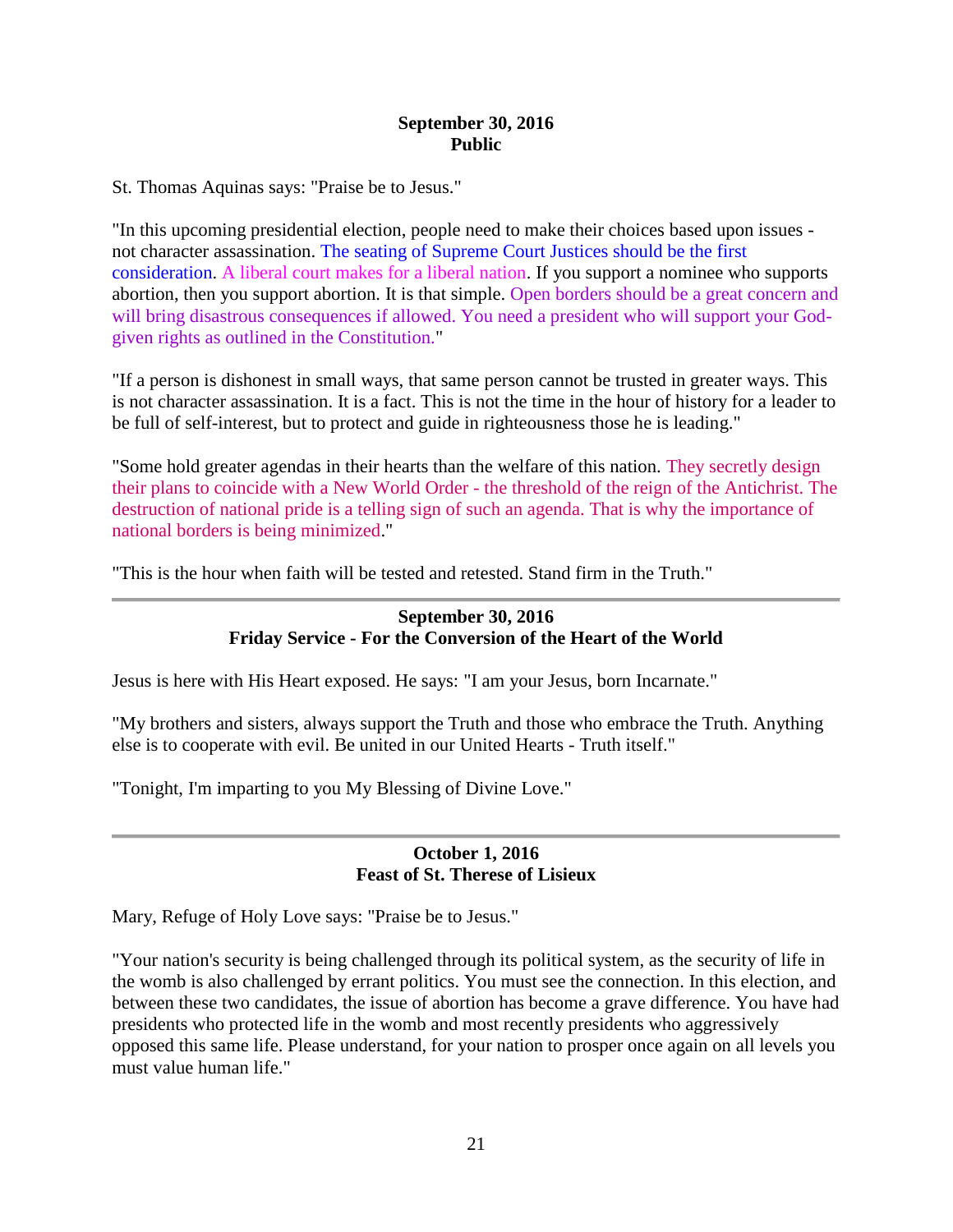**September 30, 2016**
**Public**

St. Thomas Aquinas says: "Praise be to Jesus."

"In this upcoming presidential election, people need to make their choices based upon issues - not character assassination. The seating of Supreme Court Justices should be the first consideration. A liberal court makes for a liberal nation. If you support a nominee who supports abortion, then you support abortion. It is that simple. Open borders should be a great concern and will bring disastrous consequences if allowed. You need a president who will support your God-given rights as outlined in the Constitution."

"If a person is dishonest in small ways, that same person cannot be trusted in greater ways. This is not character assassination. It is a fact. This is not the time in the hour of history for a leader to be full of self-interest, but to protect and guide in righteousness those he is leading."

"Some hold greater agendas in their hearts than the welfare of this nation. They secretly design their plans to coincide with a New World Order - the threshold of the reign of the Antichrist. The destruction of national pride is a telling sign of such an agenda. That is why the importance of national borders is being minimized."

"This is the hour when faith will be tested and retested. Stand firm in the Truth."

---

**September 30, 2016**
**Friday Service - For the Conversion of the Heart of the World**

Jesus is here with His Heart exposed. He says: "I am your Jesus, born Incarnate."

"My brothers and sisters, always support the Truth and those who embrace the Truth. Anything else is to cooperate with evil. Be united in our United Hearts - Truth itself."

"Tonight, I'm imparting to you My Blessing of Divine Love."

---

**October 1, 2016**
**Feast of St. Therese of Lisieux**

Mary, Refuge of Holy Love says: "Praise be to Jesus."

"Your nation's security is being challenged through its political system, as the security of life in the womb is also challenged by errant politics. You must see the connection. In this election, and between these two candidates, the issue of abortion has become a grave difference. You have had presidents who protected life in the womb and most recently presidents who aggressively opposed this same life. Please understand, for your nation to prosper once again on all levels you must value human life."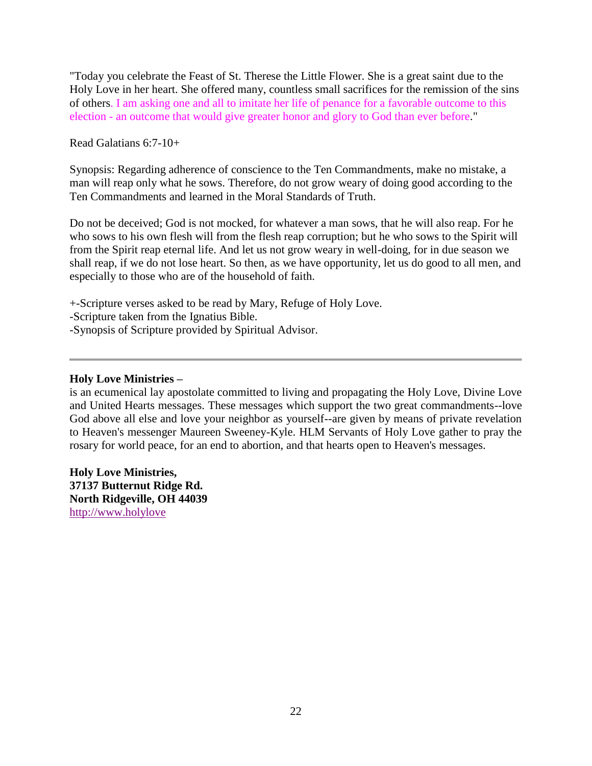"Today you celebrate the Feast of St. Therese the Little Flower. She is a great saint due to the Holy Love in her heart. She offered many, countless small sacrifices for the remission of the sins of others. I am asking one and all to imitate her life of penance for a favorable outcome to this election - an outcome that would give greater honor and glory to God than ever before."

Read Galatians 6:7-10+

Synopsis: Regarding adherence of conscience to the Ten Commandments, make no mistake, a man will reap only what he sows. Therefore, do not grow weary of doing good according to the Ten Commandments and learned in the Moral Standards of Truth.

Do not be deceived; God is not mocked, for whatever a man sows, that he will also reap. For he who sows to his own flesh will from the flesh reap corruption; but he who sows to the Spirit will from the Spirit reap eternal life. And let us not grow weary in well-doing, for in due season we shall reap, if we do not lose heart. So then, as we have opportunity, let us do good to all men, and especially to those who are of the household of faith.

+-Scripture verses asked to be read by Mary, Refuge of Holy Love.
-Scripture taken from the Ignatius Bible.
-Synopsis of Scripture provided by Spiritual Advisor.

---

**Holy Love Ministries –**
is an ecumenical lay apostolate committed to living and propagating the Holy Love, Divine Love and United Hearts messages. These messages which support the two great commandments--love God above all else and love your neighbor as yourself--are given by means of private revelation to Heaven's messenger Maureen Sweeney-Kyle. HLM Servants of Holy Love gather to pray the rosary for world peace, for an end to abortion, and that hearts open to Heaven's messages.

**Holy Love Ministries,**
**37137 Butternut Ridge Rd.**
**North Ridgeville, OH 44039**
http://www.holylove